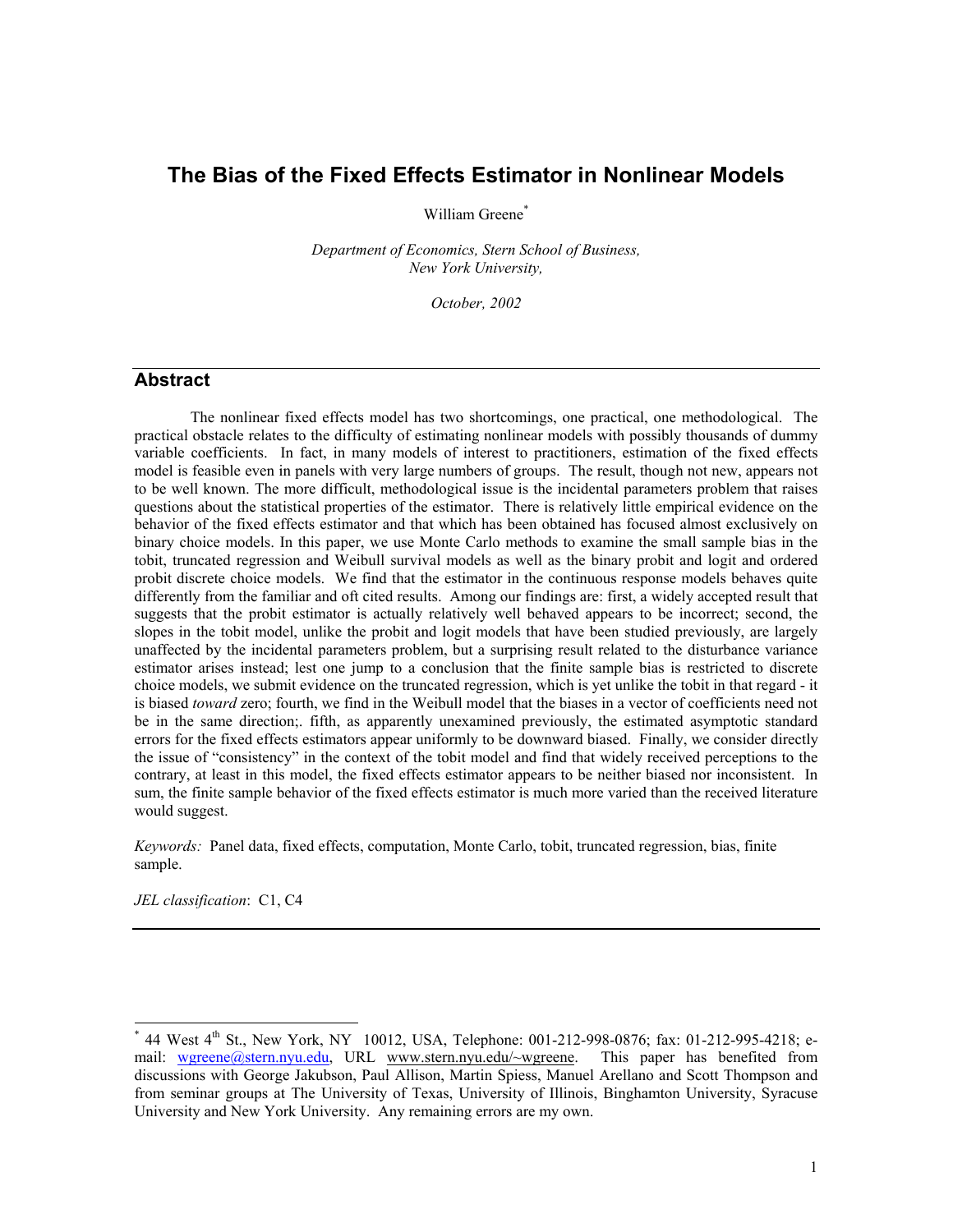# The Bias of the Fixed Effects Estimator in Nonlinear Models

William Greene*

*Department of Economics, Stern School of Business, New York University,*

*October, 2002*

## Abstract

The nonlinear fixed effects model has two shortcomings, one practical, one methodological. The practical obstacle relates to the difficulty of estimating nonlinear models with possibly thousands of dummy variable coefficients. In fact, in many models of interest to practitioners, estimation of the fixed effects model is feasible even in panels with very large numbers of groups. The result, though not new, appears not to be well known. The more difficult, methodological issue is the incidental parameters problem that raises questions about the statistical properties of the estimator. There is relatively little empirical evidence on the behavior of the fixed effects estimator and that which has been obtained has focused almost exclusively on binary choice models. In this paper, we use Monte Carlo methods to examine the small sample bias in the tobit, truncated regression and Weibull survival models as well as the binary probit and logit and ordered probit discrete choice models. We find that the estimator in the continuous response models behaves quite differently from the familiar and oft cited results. Among our findings are: first, a widely accepted result that suggests that the probit estimator is actually relatively well behaved appears to be incorrect; second, the slopes in the tobit model, unlike the probit and logit models that have been studied previously, are largely unaffected by the incidental parameters problem, but a surprising result related to the disturbance variance estimator arises instead; lest one jump to a conclusion that the finite sample bias is restricted to discrete choice models, we submit evidence on the truncated regression, which is yet unlike the tobit in that regard - it is biased *toward* zero; fourth, we find in the Weibull model that the biases in a vector of coefficients need not be in the same direction;. fifth, as apparently unexamined previously, the estimated asymptotic standard errors for the fixed effects estimators appear uniformly to be downward biased. Finally, we consider directly the issue of "consistency" in the context of the tobit model and find that widely received perceptions to the contrary, at least in this model, the fixed effects estimator appears to be neither biased nor inconsistent. In sum, the finite sample behavior of the fixed effects estimator is much more varied than the received literature would suggest.

*Keywords:* Panel data, fixed effects, computation, Monte Carlo, tobit, truncated regression, bias, finite sample.

*JEL classification*: C1, C4

---

\* 44 West 4th St., New York, NY 10012, USA, Telephone: 001-212-998-0876; fax: 01-212-995-4218; e-mail: wgreene@stern.nyu.edu, URL www.stern.nyu.edu/~wgreene. This paper has benefited from discussions with George Jakubson, Paul Allison, Martin Spiess, Manuel Arellano and Scott Thompson and from seminar groups at The University of Texas, University of Illinois, Binghamton University, Syracuse University and New York University. Any remaining errors are my own.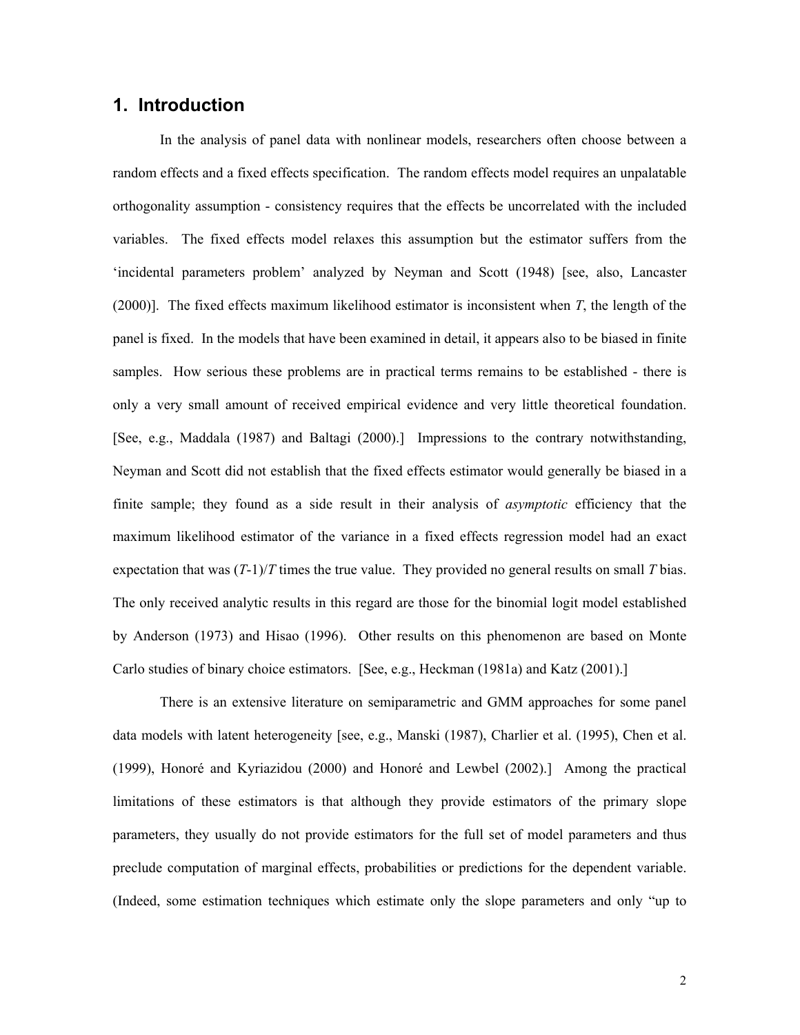## 1. Introduction

In the analysis of panel data with nonlinear models, researchers often choose between a random effects and a fixed effects specification. The random effects model requires an unpalatable orthogonality assumption - consistency requires that the effects be uncorrelated with the included variables. The fixed effects model relaxes this assumption but the estimator suffers from the 'incidental parameters problem' analyzed by Neyman and Scott (1948) [see, also, Lancaster (2000)]. The fixed effects maximum likelihood estimator is inconsistent when $T$, the length of the panel is fixed. In the models that have been examined in detail, it appears also to be biased in finite samples. How serious these problems are in practical terms remains to be established - there is only a very small amount of received empirical evidence and very little theoretical foundation. [See, e.g., Maddala (1987) and Baltagi (2000).] Impressions to the contrary notwithstanding, Neyman and Scott did not establish that the fixed effects estimator would generally be biased in a finite sample; they found as a side result in their analysis of *asymptotic* efficiency that the maximum likelihood estimator of the variance in a fixed effects regression model had an exact expectation that was $(T-1)/T$ times the true value. They provided no general results on small $T$ bias. The only received analytic results in this regard are those for the binomial logit model established by Anderson (1973) and Hisao (1996). Other results on this phenomenon are based on Monte Carlo studies of binary choice estimators. [See, e.g., Heckman (1981a) and Katz (2001).]

There is an extensive literature on semiparametric and GMM approaches for some panel data models with latent heterogeneity [see, e.g., Manski (1987), Charlier et al. (1995), Chen et al. (1999), Honoré and Kyriazidou (2000) and Honoré and Lewbel (2002).] Among the practical limitations of these estimators is that although they provide estimators of the primary slope parameters, they usually do not provide estimators for the full set of model parameters and thus preclude computation of marginal effects, probabilities or predictions for the dependent variable. (Indeed, some estimation techniques which estimate only the slope parameters and only "up to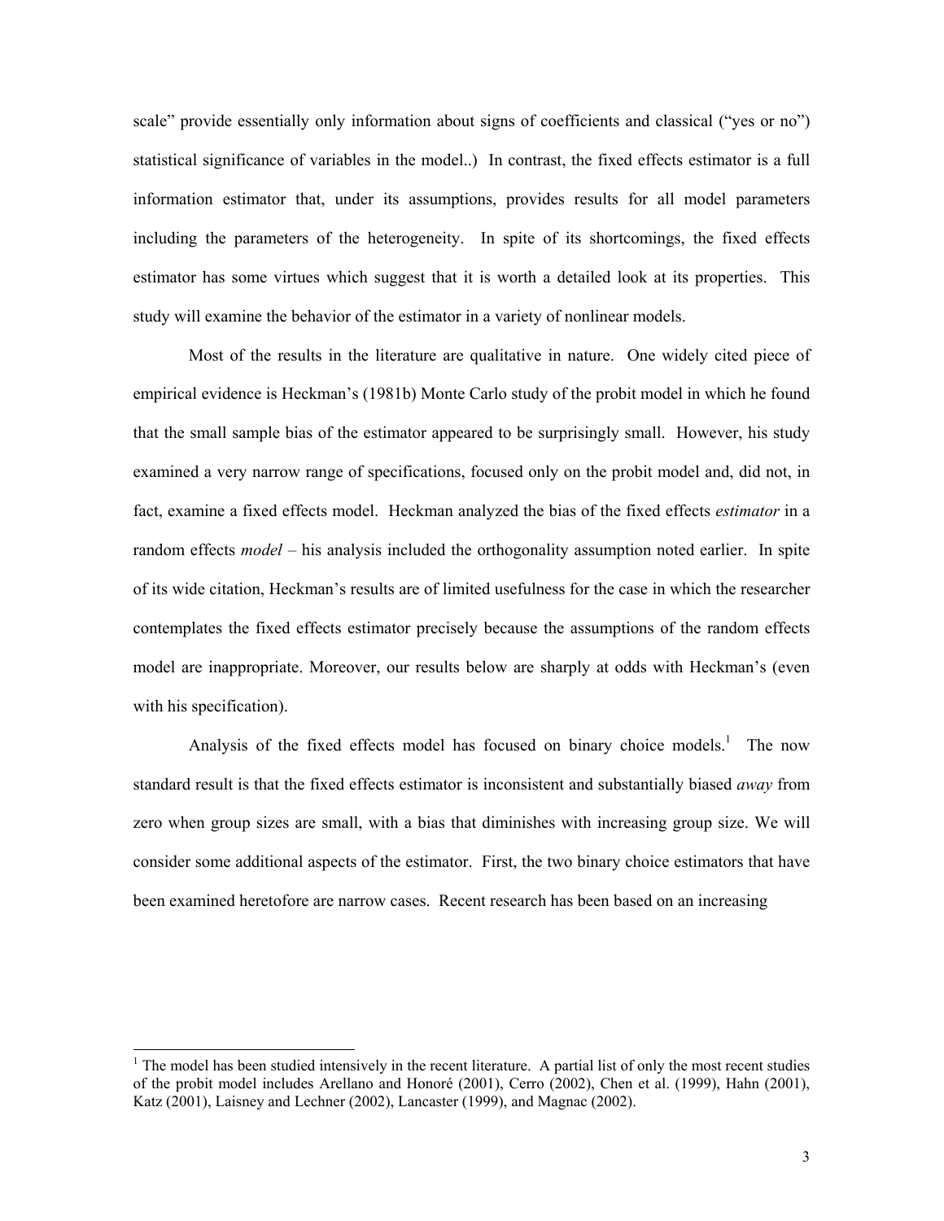scale" provide essentially only information about signs of coefficients and classical ("yes or no") statistical significance of variables in the model..) In contrast, the fixed effects estimator is a full information estimator that, under its assumptions, provides results for all model parameters including the parameters of the heterogeneity. In spite of its shortcomings, the fixed effects estimator has some virtues which suggest that it is worth a detailed look at its properties. This study will examine the behavior of the estimator in a variety of nonlinear models.

Most of the results in the literature are qualitative in nature. One widely cited piece of empirical evidence is Heckman's (1981b) Monte Carlo study of the probit model in which he found that the small sample bias of the estimator appeared to be surprisingly small. However, his study examined a very narrow range of specifications, focused only on the probit model and, did not, in fact, examine a fixed effects model. Heckman analyzed the bias of the fixed effects *estimator* in a random effects *model* – his analysis included the orthogonality assumption noted earlier. In spite of its wide citation, Heckman's results are of limited usefulness for the case in which the researcher contemplates the fixed effects estimator precisely because the assumptions of the random effects model are inappropriate. Moreover, our results below are sharply at odds with Heckman's (even with his specification).

Analysis of the fixed effects model has focused on binary choice models.[1] The now standard result is that the fixed effects estimator is inconsistent and substantially biased *away* from zero when group sizes are small, with a bias that diminishes with increasing group size. We will consider some additional aspects of the estimator. First, the two binary choice estimators that have been examined heretofore are narrow cases. Recent research has been based on an increasing

[1] The model has been studied intensively in the recent literature. A partial list of only the most recent studies of the probit model includes Arellano and Honoré (2001), Cerro (2002), Chen et al. (1999), Hahn (2001), Katz (2001), Laisney and Lechner (2002), Lancaster (1999), and Magnac (2002).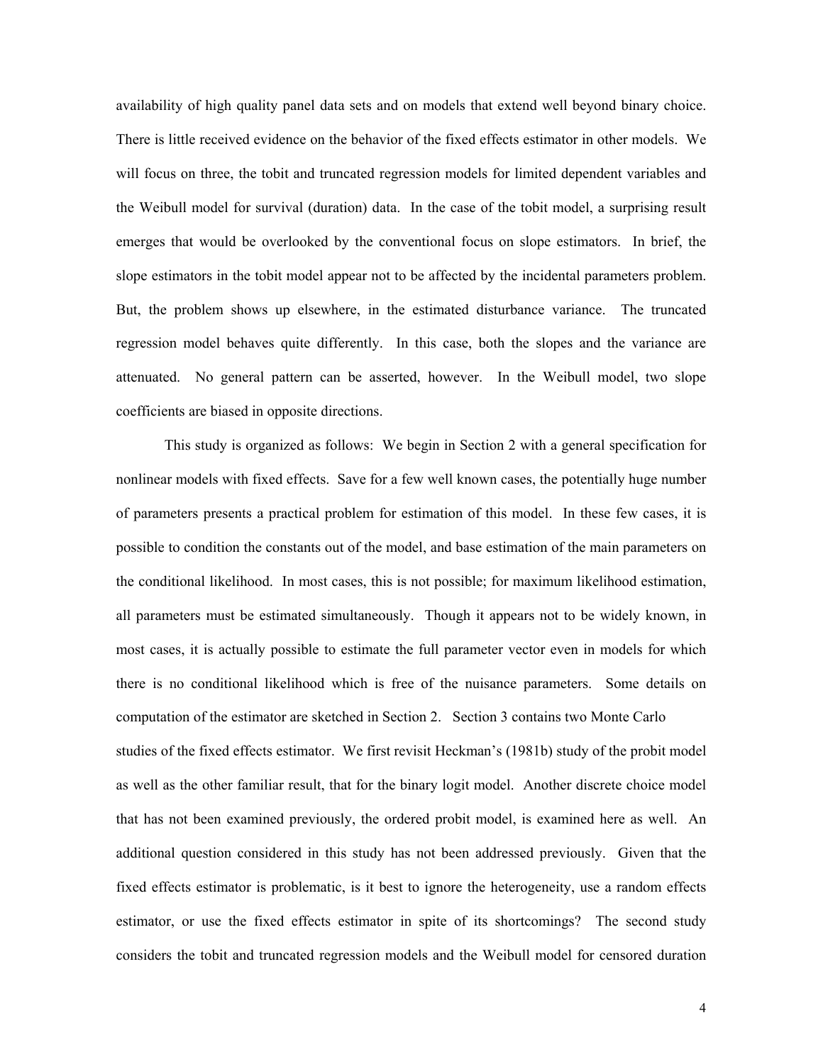availability of high quality panel data sets and on models that extend well beyond binary choice. There is little received evidence on the behavior of the fixed effects estimator in other models. We will focus on three, the tobit and truncated regression models for limited dependent variables and the Weibull model for survival (duration) data. In the case of the tobit model, a surprising result emerges that would be overlooked by the conventional focus on slope estimators. In brief, the slope estimators in the tobit model appear not to be affected by the incidental parameters problem. But, the problem shows up elsewhere, in the estimated disturbance variance. The truncated regression model behaves quite differently. In this case, both the slopes and the variance are attenuated. No general pattern can be asserted, however. In the Weibull model, two slope coefficients are biased in opposite directions.

This study is organized as follows: We begin in Section 2 with a general specification for nonlinear models with fixed effects. Save for a few well known cases, the potentially huge number of parameters presents a practical problem for estimation of this model. In these few cases, it is possible to condition the constants out of the model, and base estimation of the main parameters on the conditional likelihood. In most cases, this is not possible; for maximum likelihood estimation, all parameters must be estimated simultaneously. Though it appears not to be widely known, in most cases, it is actually possible to estimate the full parameter vector even in models for which there is no conditional likelihood which is free of the nuisance parameters. Some details on computation of the estimator are sketched in Section 2. Section 3 contains two Monte Carlo studies of the fixed effects estimator. We first revisit Heckman's (1981b) study of the probit model as well as the other familiar result, that for the binary logit model. Another discrete choice model that has not been examined previously, the ordered probit model, is examined here as well. An additional question considered in this study has not been addressed previously. Given that the fixed effects estimator is problematic, is it best to ignore the heterogeneity, use a random effects estimator, or use the fixed effects estimator in spite of its shortcomings? The second study considers the tobit and truncated regression models and the Weibull model for censored duration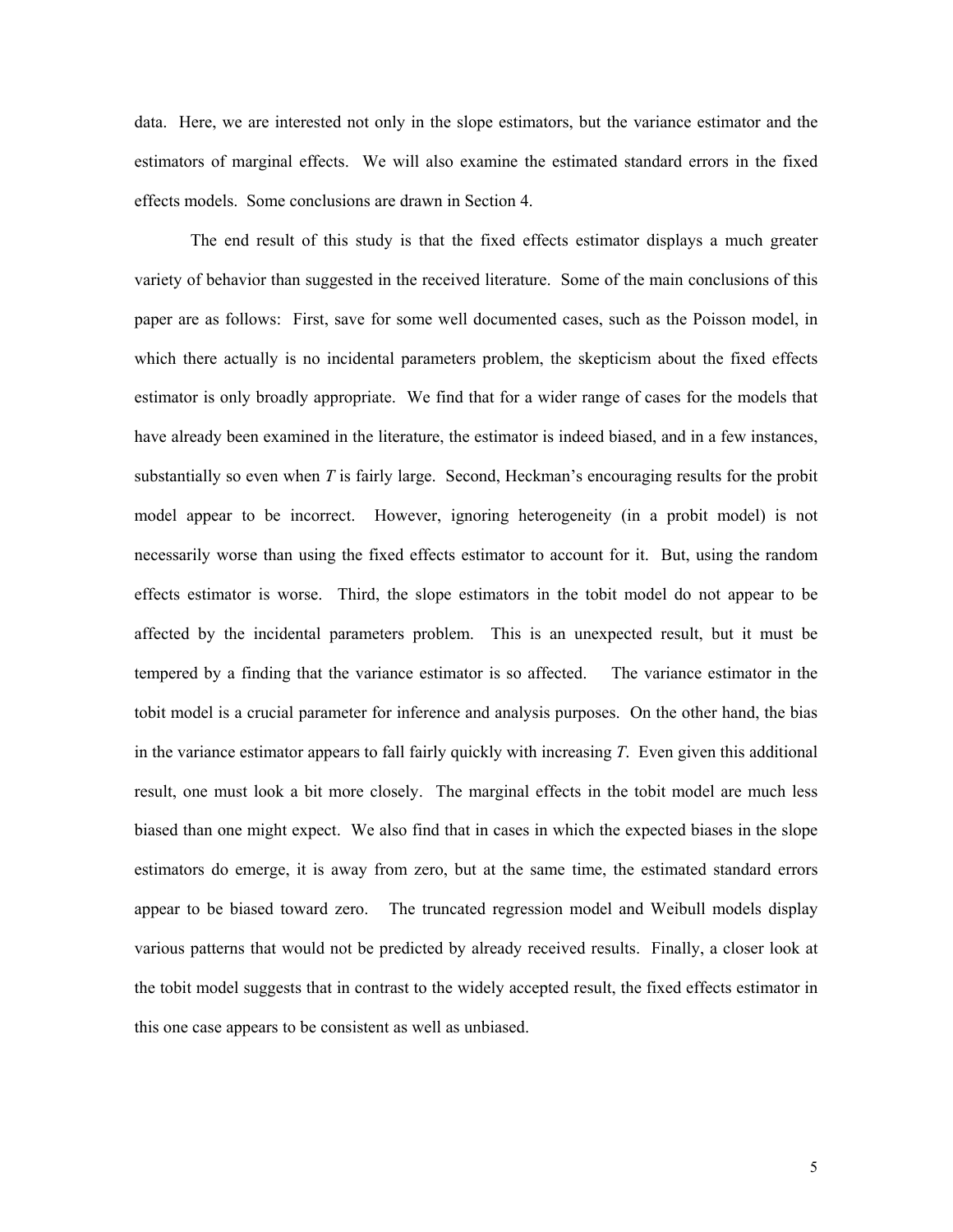data. Here, we are interested not only in the slope estimators, but the variance estimator and the estimators of marginal effects. We will also examine the estimated standard errors in the fixed effects models. Some conclusions are drawn in Section 4.

The end result of this study is that the fixed effects estimator displays a much greater variety of behavior than suggested in the received literature. Some of the main conclusions of this paper are as follows: First, save for some well documented cases, such as the Poisson model, in which there actually is no incidental parameters problem, the skepticism about the fixed effects estimator is only broadly appropriate. We find that for a wider range of cases for the models that have already been examined in the literature, the estimator is indeed biased, and in a few instances, substantially so even when $T$ is fairly large. Second, Heckman's encouraging results for the probit model appear to be incorrect. However, ignoring heterogeneity (in a probit model) is not necessarily worse than using the fixed effects estimator to account for it. But, using the random effects estimator is worse. Third, the slope estimators in the tobit model do not appear to be affected by the incidental parameters problem. This is an unexpected result, but it must be tempered by a finding that the variance estimator is so affected. The variance estimator in the tobit model is a crucial parameter for inference and analysis purposes. On the other hand, the bias in the variance estimator appears to fall fairly quickly with increasing $T$. Even given this additional result, one must look a bit more closely. The marginal effects in the tobit model are much less biased than one might expect. We also find that in cases in which the expected biases in the slope estimators do emerge, it is away from zero, but at the same time, the estimated standard errors appear to be biased toward zero. The truncated regression model and Weibull models display various patterns that would not be predicted by already received results. Finally, a closer look at the tobit model suggests that in contrast to the widely accepted result, the fixed effects estimator in this one case appears to be consistent as well as unbiased.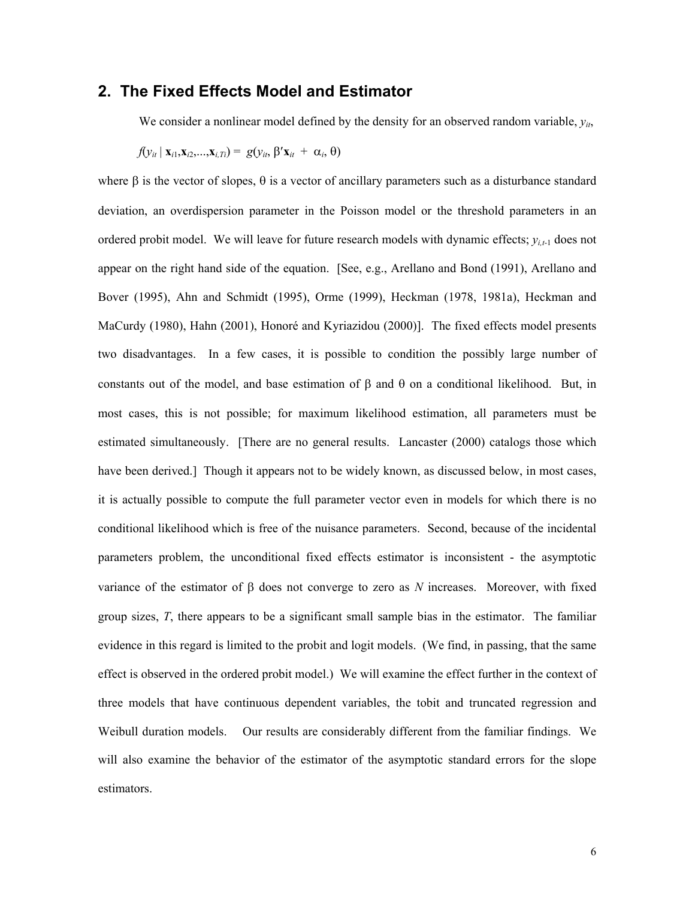## 2. The Fixed Effects Model and Estimator

We consider a nonlinear model defined by the density for an observed random variable, $y_{it}$,

$$f(y_{it} \mid \mathbf{x}_{i1},\mathbf{x}_{i2},...,\mathbf{x}_{i,Ti}) = g(y_{it}, \beta'\mathbf{x}_{it} + \alpha_i, \theta)$$

where $\beta$ is the vector of slopes, $\theta$ is a vector of ancillary parameters such as a disturbance standard deviation, an overdispersion parameter in the Poisson model or the threshold parameters in an ordered probit model. We will leave for future research models with dynamic effects; $y_{i,t-1}$ does not appear on the right hand side of the equation. [See, e.g., Arellano and Bond (1991), Arellano and Bover (1995), Ahn and Schmidt (1995), Orme (1999), Heckman (1978, 1981a), Heckman and MaCurdy (1980), Hahn (2001), Honoré and Kyriazidou (2000)]. The fixed effects model presents two disadvantages. In a few cases, it is possible to condition the possibly large number of constants out of the model, and base estimation of $\beta$ and $\theta$ on a conditional likelihood. But, in most cases, this is not possible; for maximum likelihood estimation, all parameters must be estimated simultaneously. [There are no general results. Lancaster (2000) catalogs those which have been derived.] Though it appears not to be widely known, as discussed below, in most cases, it is actually possible to compute the full parameter vector even in models for which there is no conditional likelihood which is free of the nuisance parameters. Second, because of the incidental parameters problem, the unconditional fixed effects estimator is inconsistent - the asymptotic variance of the estimator of $\beta$ does not converge to zero as $N$ increases. Moreover, with fixed group sizes, $T$, there appears to be a significant small sample bias in the estimator. The familiar evidence in this regard is limited to the probit and logit models. (We find, in passing, that the same effect is observed in the ordered probit model.) We will examine the effect further in the context of three models that have continuous dependent variables, the tobit and truncated regression and Weibull duration models. Our results are considerably different from the familiar findings. We will also examine the behavior of the estimator of the asymptotic standard errors for the slope estimators.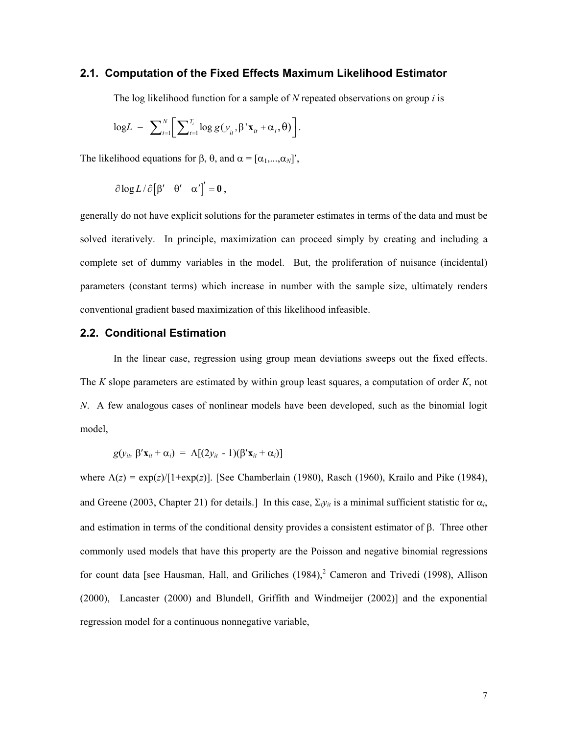## 2.1. Computation of the Fixed Effects Maximum Likelihood Estimator

The log likelihood function for a sample of $N$ repeated observations on group $i$ is

$$\log L = \sum_{i=1}^{N}\left[\sum_{t=1}^{T_i} \log g(y_{it}, \beta'\mathbf{x}_{it} + \alpha_i, \theta)\right].$$

The likelihood equations for $\beta$, $\theta$, and $\alpha = [\alpha_1,...,\alpha_N]'$,

$$\partial \log L / \partial \begin{bmatrix}\beta' & \theta' & \alpha'\end{bmatrix}' = \mathbf{0},$$

generally do not have explicit solutions for the parameter estimates in terms of the data and must be solved iteratively. In principle, maximization can proceed simply by creating and including a complete set of dummy variables in the model. But, the proliferation of nuisance (incidental) parameters (constant terms) which increase in number with the sample size, ultimately renders conventional gradient based maximization of this likelihood infeasible.

## 2.2. Conditional Estimation

In the linear case, regression using group mean deviations sweeps out the fixed effects. The $K$ slope parameters are estimated by within group least squares, a computation of order $K$, not $N$. A few analogous cases of nonlinear models have been developed, such as the binomial logit model,

$$g(y_{it}, \beta'\mathbf{x}_{it} + \alpha_i) = \Lambda[(2y_{it} - 1)(\beta'\mathbf{x}_{it} + \alpha_i)]$$

where $\Lambda(z) = \exp(z)/[1+\exp(z)]$. [See Chamberlain (1980), Rasch (1960), Krailo and Pike (1984), and Greene (2003, Chapter 21) for details.] In this case, $\Sigma_t y_{it}$ is a minimal sufficient statistic for $\alpha_i$, and estimation in terms of the conditional density provides a consistent estimator of $\beta$. Three other commonly used models that have this property are the Poisson and negative binomial regressions for count data [see Hausman, Hall, and Griliches (1984),[2] Cameron and Trivedi (1998), Allison (2000), Lancaster (2000) and Blundell, Griffith and Windmeijer (2002)] and the exponential regression model for a continuous nonnegative variable,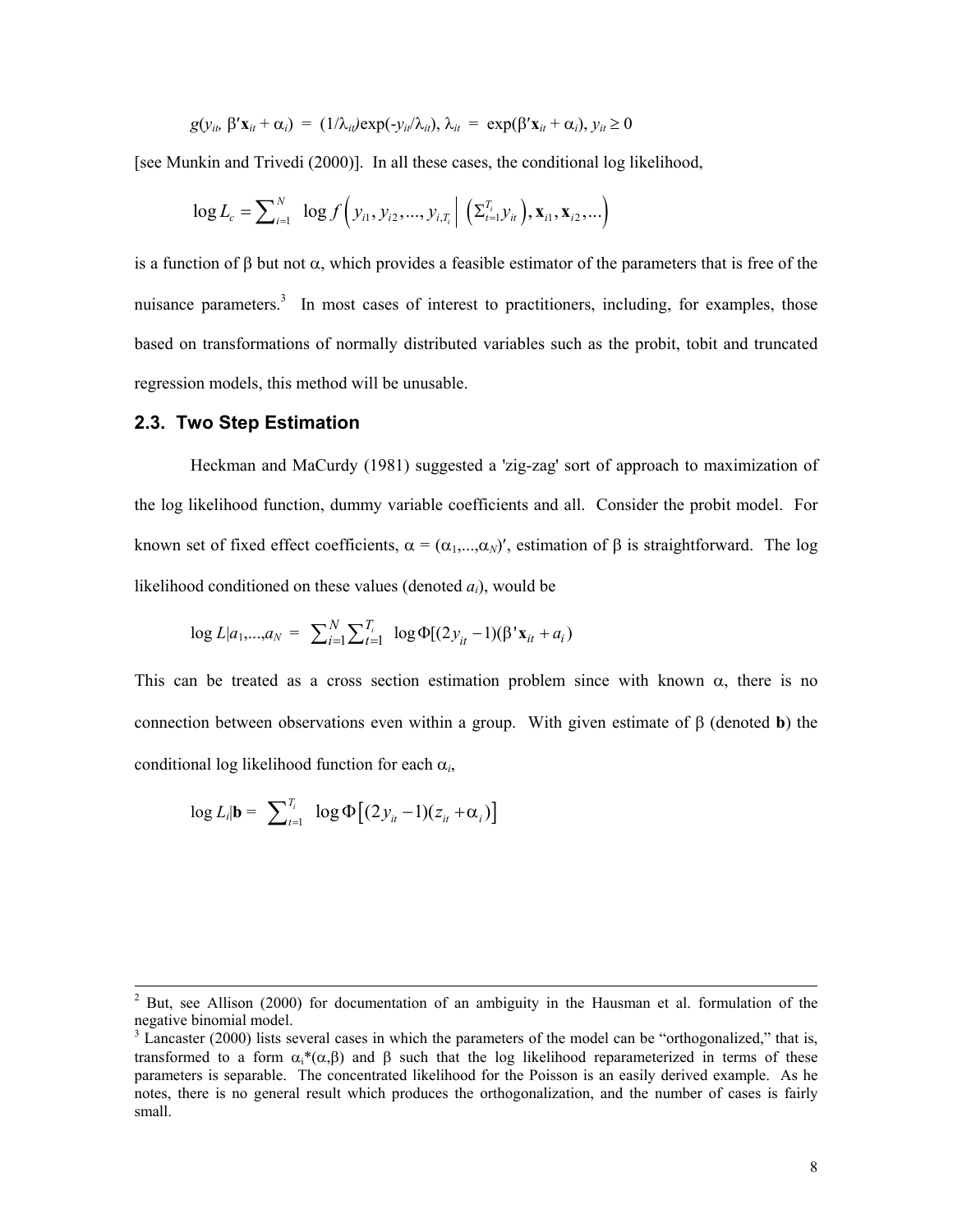$$g(y_{it}, \beta'\mathbf{x}_{it} + \alpha_i) = (1/\lambda_{it})\exp(-y_{it}/\lambda_{it}), \lambda_{it} = \exp(\beta'\mathbf{x}_{it} + \alpha_i), y_{it} \geq 0$$

[see Munkin and Trivedi (2000)]. In all these cases, the conditional log likelihood,

$$\log L_c = \sum_{i=1}^{N} \log f\left(y_{i1}, y_{i2}, ..., y_{i,T_i} \middle| \left(\Sigma_{t=1}^{T_i} y_{it}\right), \mathbf{x}_{i1}, \mathbf{x}_{i2}, ...\right)$$

is a function of $\beta$ but not $\alpha$, which provides a feasible estimator of the parameters that is free of the nuisance parameters.[3] In most cases of interest to practitioners, including, for examples, those based on transformations of normally distributed variables such as the probit, tobit and truncated regression models, this method will be unusable.

## 2.3. Two Step Estimation

Heckman and MaCurdy (1981) suggested a 'zig-zag' sort of approach to maximization of the log likelihood function, dummy variable coefficients and all. Consider the probit model. For known set of fixed effect coefficients, $\alpha = (\alpha_1,...,\alpha_N)'$, estimation of $\beta$ is straightforward. The log likelihood conditioned on these values (denoted $a_i$), would be

$$\log L|a_1,...,a_N = \sum_{i=1}^{N}\sum_{t=1}^{T_i} \log \Phi[(2y_{it} - 1)(\beta'\mathbf{x}_{it} + a_i)$$

This can be treated as a cross section estimation problem since with known $\alpha$, there is no connection between observations even within a group. With given estimate of $\beta$ (denoted $\mathbf{b}$) the conditional log likelihood function for each $\alpha_i$,

$$\log L_i|\mathbf{b} = \sum_{t=1}^{T_i} \log \Phi\left[(2y_{it} - 1)(z_{it} + \alpha_i)\right]$$

---

[2] But, see Allison (2000) for documentation of an ambiguity in the Hausman et al. formulation of the negative binomial model.

[3] Lancaster (2000) lists several cases in which the parameters of the model can be "orthogonalized," that is, transformed to a form $\alpha_i^*(\alpha,\beta)$ and $\beta$ such that the log likelihood reparameterized in terms of these parameters is separable. The concentrated likelihood for the Poisson is an easily derived example. As he notes, there is no general result which produces the orthogonalization, and the number of cases is fairly small.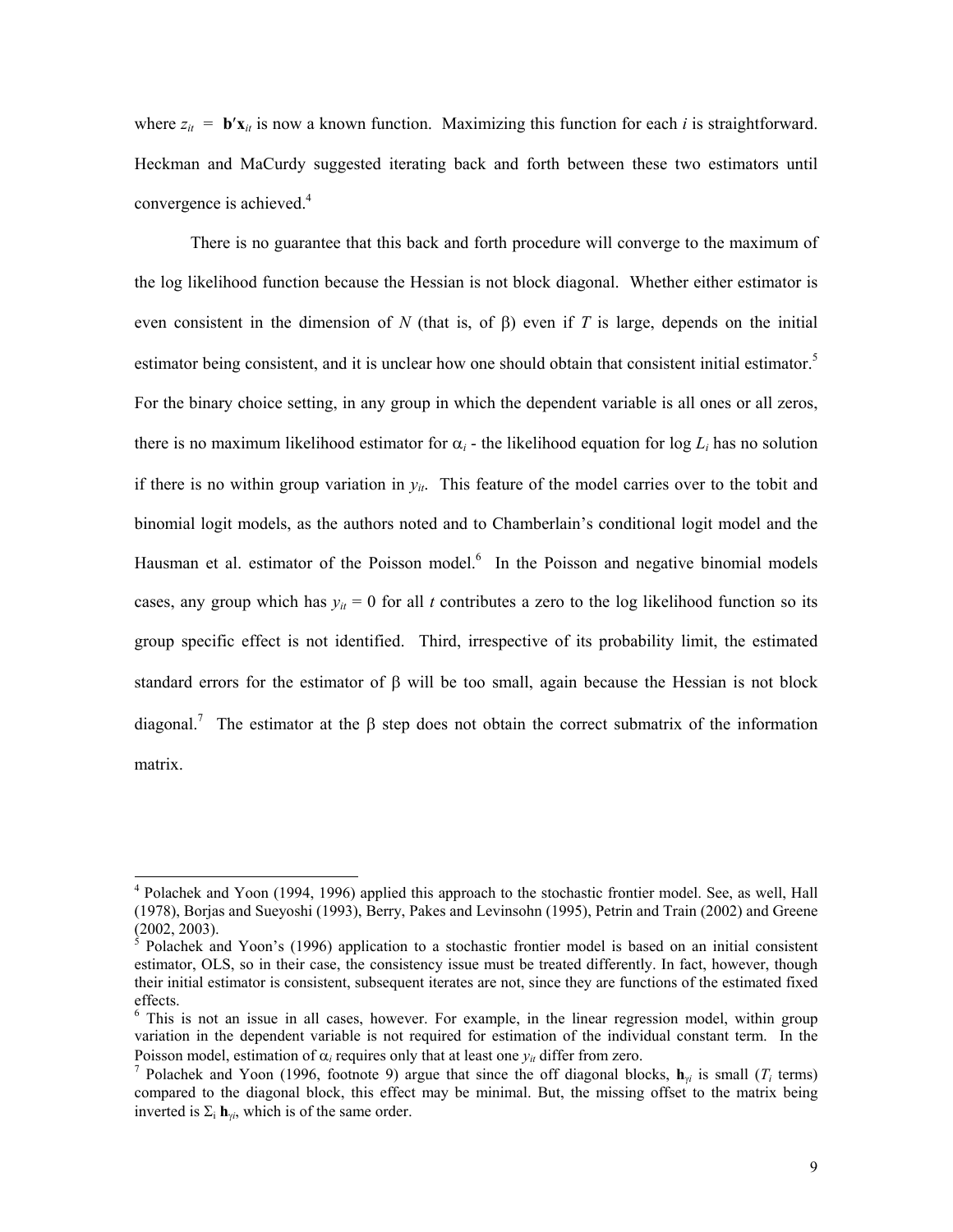where $z_{it} = \mathbf{b}'\mathbf{x}_{it}$ is now a known function. Maximizing this function for each $i$ is straightforward. Heckman and MaCurdy suggested iterating back and forth between these two estimators until convergence is achieved.[4]

There is no guarantee that this back and forth procedure will converge to the maximum of the log likelihood function because the Hessian is not block diagonal. Whether either estimator is even consistent in the dimension of $N$ (that is, of $\beta$) even if $T$ is large, depends on the initial estimator being consistent, and it is unclear how one should obtain that consistent initial estimator.[5] For the binary choice setting, in any group in which the dependent variable is all ones or all zeros, there is no maximum likelihood estimator for $\alpha_i$ - the likelihood equation for $\log L_i$ has no solution if there is no within group variation in $y_{it}$. This feature of the model carries over to the tobit and binomial logit models, as the authors noted and to Chamberlain's conditional logit model and the Hausman et al. estimator of the Poisson model.[6] In the Poisson and negative binomial models cases, any group which has $y_{it} = 0$ for all $t$ contributes a zero to the log likelihood function so its group specific effect is not identified. Third, irrespective of its probability limit, the estimated standard errors for the estimator of $\beta$ will be too small, again because the Hessian is not block diagonal.[7] The estimator at the $\beta$ step does not obtain the correct submatrix of the information matrix.

---

[4] Polachek and Yoon (1994, 1996) applied this approach to the stochastic frontier model. See, as well, Hall (1978), Borjas and Sueyoshi (1993), Berry, Pakes and Levinsohn (1995), Petrin and Train (2002) and Greene (2002, 2003).

[5] Polachek and Yoon's (1996) application to a stochastic frontier model is based on an initial consistent estimator, OLS, so in their case, the consistency issue must be treated differently. In fact, however, though their initial estimator is consistent, subsequent iterates are not, since they are functions of the estimated fixed effects.

[6] This is not an issue in all cases, however. For example, in the linear regression model, within group variation in the dependent variable is not required for estimation of the individual constant term. In the Poisson model, estimation of $\alpha_i$ requires only that at least one $y_{it}$ differ from zero.

[7] Polachek and Yoon (1996, footnote 9) argue that since the off diagonal blocks, $\mathbf{h}_{\gamma i}$ is small ($T_i$ terms) compared to the diagonal block, this effect may be minimal. But, the missing offset to the matrix being inverted is $\Sigma_i \mathbf{h}_{\gamma i}$, which is of the same order.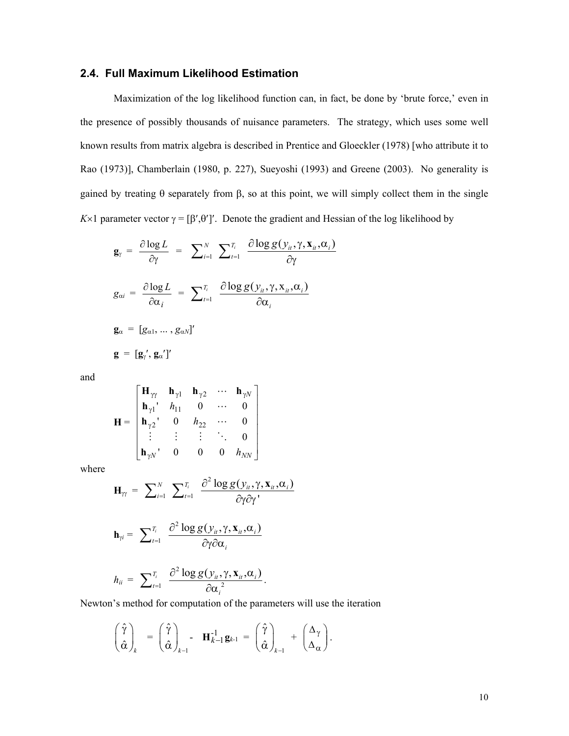### 2.4. Full Maximum Likelihood Estimation

Maximization of the log likelihood function can, in fact, be done by 'brute force,' even in the presence of possibly thousands of nuisance parameters. The strategy, which uses some well known results from matrix algebra is described in Prentice and Gloeckler (1978) [who attribute it to Rao (1973)], Chamberlain (1980, p. 227), Sueyoshi (1993) and Greene (2003). No generality is gained by treating θ separately from β, so at this point, we will simply collect them in the single $K\times 1$ parameter vector $\gamma = [\beta',\theta']'$. Denote the gradient and Hessian of the log likelihood by

$$\mathbf{g}_{\gamma} = \frac{\partial \log L}{\partial \gamma} = \sum_{i=1}^{N} \sum_{t=1}^{T_i} \frac{\partial \log g(y_{it}, \gamma, \mathbf{x}_{it}, \alpha_i)}{\partial \gamma}$$

$$g_{\alpha i} = \frac{\partial \log L}{\partial \alpha_i} = \sum_{t=1}^{T_i} \frac{\partial \log g(y_{it}, \gamma, \mathrm{x}_{it}, \alpha_i)}{\partial \alpha_i}$$

$$\mathbf{g}_{\alpha} = [g_{\alpha 1}, \ldots, g_{\alpha N}]'$$

$$\mathbf{g} = [\mathbf{g}_{\gamma}', \mathbf{g}_{\alpha}']'$$

and

$$\mathbf{H} = \begin{bmatrix} \mathbf{H}_{\gamma\gamma} & \mathbf{h}_{\gamma 1} & \mathbf{h}_{\gamma 2} & \cdots & \mathbf{h}_{\gamma N} \\ \mathbf{h}_{\gamma 1}' & h_{11} & 0 & \cdots & 0 \\ \mathbf{h}_{\gamma 2}' & 0 & h_{22} & \cdots & 0 \\ \vdots & \vdots & \vdots & \ddots & 0 \\ \mathbf{h}_{\gamma N}' & 0 & 0 & 0 & h_{NN} \end{bmatrix}$$

where

$$\mathbf{H}_{\gamma\gamma} = \sum_{i=1}^{N} \sum_{t=1}^{T_i} \frac{\partial^2 \log g(y_{it}, \gamma, \mathbf{x}_{it}, \alpha_i)}{\partial \gamma \partial \gamma'}$$

$$\mathbf{h}_{\gamma i} = \sum_{t=1}^{T_i} \frac{\partial^2 \log g(y_{it}, \gamma, \mathbf{x}_{it}, \alpha_i)}{\partial \gamma \partial \alpha_i}$$

$$h_{ii} = \sum_{t=1}^{T_i} \frac{\partial^2 \log g(y_{it}, \gamma, \mathbf{x}_{it}, \alpha_i)}{\partial \alpha_i^{\,2}}.$$

Newton's method for computation of the parameters will use the iteration

$$\begin{pmatrix} \hat{\gamma} \\ \hat{\alpha} \end{pmatrix}_k = \begin{pmatrix} \hat{\gamma} \\ \hat{\alpha} \end{pmatrix}_{k-1} - \mathbf{H}_{k-1}^{-1} \mathbf{g}_{k-1} = \begin{pmatrix} \hat{\gamma} \\ \hat{\alpha} \end{pmatrix}_{k-1} + \begin{pmatrix} \Delta_{\gamma} \\ \Delta_{\alpha} \end{pmatrix}.$$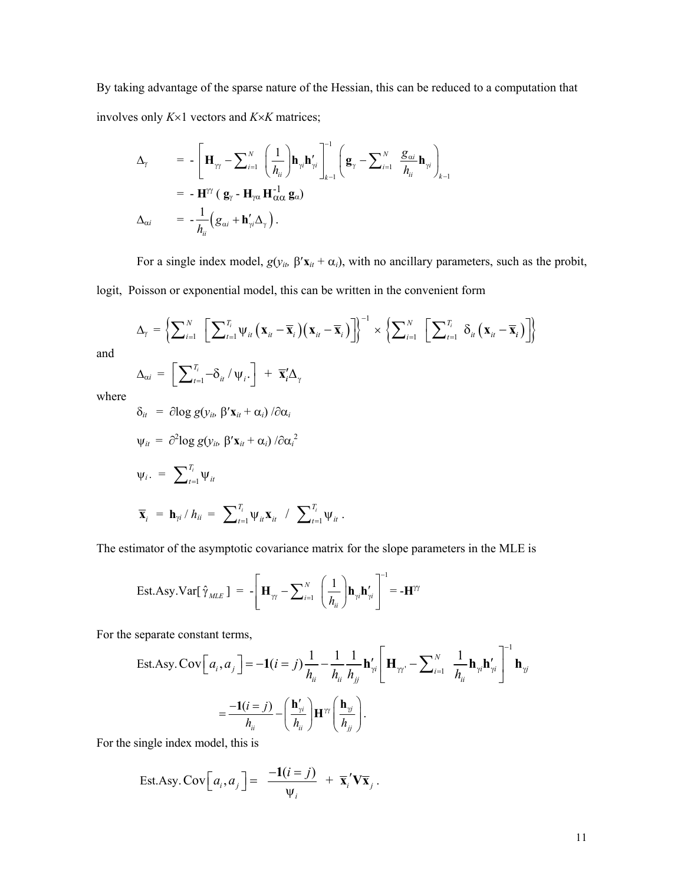By taking advantage of the sparse nature of the Hessian, this can be reduced to a computation that involves only $K\times1$ vectors and $K\times K$ matrices;

$$\Delta_\gamma = -\left[\mathbf{H}_{\gamma\gamma} - \sum_{i=1}^{N}\left(\frac{1}{h_{ii}}\right)\mathbf{h}_{\gamma i}\mathbf{h}'_{\gamma i}\right]^{-1}_{k-1}\left(\mathbf{g}_\gamma - \sum_{i=1}^{N}\frac{g_{\alpha i}}{h_{ii}}\mathbf{h}_{\gamma i}\right)_{k-1}$$

$$= -\mathbf{H}^{\gamma\gamma}\left(\mathbf{g}_\gamma - \mathbf{H}_{\gamma\alpha}\mathbf{H}^{-1}_{\alpha\alpha}\mathbf{g}_\alpha\right)$$

$$\Delta_{\alpha i} = -\frac{1}{h_{ii}}\left(g_{\alpha i} + \mathbf{h}'_{\gamma i}\Delta_\gamma\right).$$

For a single index model, $g(y_{it}, \beta'\mathbf{x}_{it} + \alpha_i)$, with no ancillary parameters, such as the probit, logit, Poisson or exponential model, this can be written in the convenient form

$$\Delta_\gamma = \left\{\sum_{i=1}^{N}\left[\sum_{t=1}^{T_i}\psi_{it}\left(\mathbf{x}_{it} - \overline{\mathbf{x}}_i\right)\left(\mathbf{x}_{it} - \overline{\mathbf{x}}_i\right)\right]\right\}^{-1} \times \left\{\sum_{i=1}^{N}\left[\sum_{t=1}^{T_i}\delta_{it}\left(\mathbf{x}_{it} - \overline{\mathbf{x}}_i\right)\right]\right\}$$

and

$$\Delta_{\alpha i} = \left[\sum_{t=1}^{T_i} -\delta_{it}/\psi_{i}.\right] + \overline{\mathbf{x}}_i'\Delta_\gamma$$

where

$$\delta_{it} = \partial\log g(y_{it}, \beta'\mathbf{x}_{it} + \alpha_i)/\partial\alpha_i$$

$$\psi_{it} = \partial^2\log g(y_{it}, \beta'\mathbf{x}_{it} + \alpha_i)/\partial\alpha_i^2$$

$$\psi_i. = \sum_{t=1}^{T_i}\psi_{it}$$

$$\overline{\mathbf{x}}_i = \mathbf{h}_{\gamma i}/h_{ii} = \sum_{t=1}^{T_i}\psi_{it}\mathbf{x}_{it} \;/\; \sum_{t=1}^{T_i}\psi_{it}.$$

The estimator of the asymptotic covariance matrix for the slope parameters in the MLE is

$$\text{Est.Asy.Var}[\hat{\gamma}_{MLE}] = -\left[\mathbf{H}_{\gamma\gamma} - \sum_{i=1}^{N}\left(\frac{1}{h_{ii}}\right)\mathbf{h}_{\gamma i}\mathbf{h}'_{\gamma i}\right]^{-1} = -\mathbf{H}^{\gamma\gamma}$$

For the separate constant terms,

$$\text{Est.Asy.Cov}\left[a_i, a_j\right] = -\mathbf{1}(i=j)\frac{1}{h_{ii}} - \frac{1}{h_{ii}}\frac{1}{h_{jj}}\mathbf{h}'_{\gamma i}\left[\mathbf{H}_{\gamma\gamma'} - \sum_{i=1}^{N}\frac{1}{h_{ii}}\mathbf{h}_{\gamma i}\mathbf{h}'_{\gamma i}\right]^{-1}\mathbf{h}_{\gamma j}$$

$$= \frac{-\mathbf{1}(i=j)}{h_{ii}} - \left(\frac{\mathbf{h}'_{\gamma i}}{h_{ii}}\right)\mathbf{H}^{\gamma\gamma}\left(\frac{\mathbf{h}_{\gamma j}}{h_{jj}}\right).$$

For the single index model, this is

$$\text{Est.Asy.Cov}\left[a_i, a_j\right] = \frac{-\mathbf{1}(i=j)}{\psi_i} + \overline{\mathbf{x}}_i'\mathbf{V}\overline{\mathbf{x}}_j.$$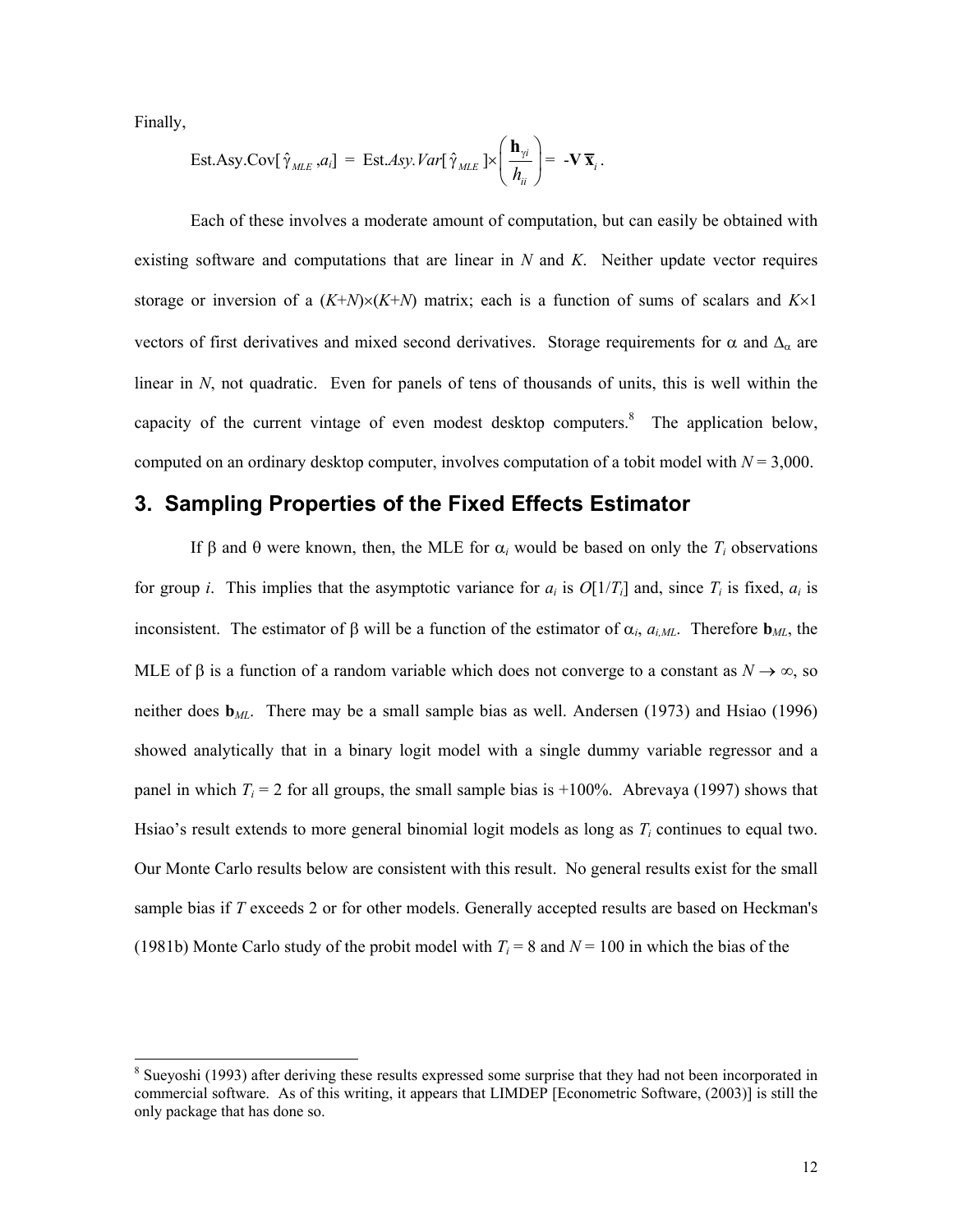Finally,

$$\text{Est.Asy.Cov}[\hat{\gamma}_{MLE}, a_i] = \text{Est.}Asy.Var[\hat{\gamma}_{MLE}] \times \left( \frac{\mathbf{h}_{\gamma i}}{h_{ii}} \right) = -\mathbf{V}\,\overline{\mathbf{x}}_i .$$

Each of these involves a moderate amount of computation, but can easily be obtained with existing software and computations that are linear in $N$ and $K$. Neither update vector requires storage or inversion of a $(K+N)\times(K+N)$ matrix; each is a function of sums of scalars and $K\times 1$ vectors of first derivatives and mixed second derivatives. Storage requirements for $\alpha$ and $\Delta_\alpha$ are linear in $N$, not quadratic. Even for panels of tens of thousands of units, this is well within the capacity of the current vintage of even modest desktop computers.[8] The application below, computed on an ordinary desktop computer, involves computation of a tobit model with $N = 3{,}000$.

## 3. Sampling Properties of the Fixed Effects Estimator

If $\beta$ and $\theta$ were known, then, the MLE for $\alpha_i$ would be based on only the $T_i$ observations for group $i$. This implies that the asymptotic variance for $a_i$ is $O[1/T_i]$ and, since $T_i$ is fixed, $a_i$ is inconsistent. The estimator of $\beta$ will be a function of the estimator of $\alpha_i$, $a_{i,ML}$. Therefore $\mathbf{b}_{ML}$, the MLE of $\beta$ is a function of a random variable which does not converge to a constant as $N \to \infty$, so neither does $\mathbf{b}_{ML}$. There may be a small sample bias as well. Andersen (1973) and Hsiao (1996) showed analytically that in a binary logit model with a single dummy variable regressor and a panel in which $T_i = 2$ for all groups, the small sample bias is +100%. Abrevaya (1997) shows that Hsiao's result extends to more general binomial logit models as long as $T_i$ continues to equal two. Our Monte Carlo results below are consistent with this result. No general results exist for the small sample bias if $T$ exceeds 2 or for other models. Generally accepted results are based on Heckman's (1981b) Monte Carlo study of the probit model with $T_i = 8$ and $N = 100$ in which the bias of the

---

[8] Sueyoshi (1993) after deriving these results expressed some surprise that they had not been incorporated in commercial software. As of this writing, it appears that LIMDEP [Econometric Software, (2003)] is still the only package that has done so.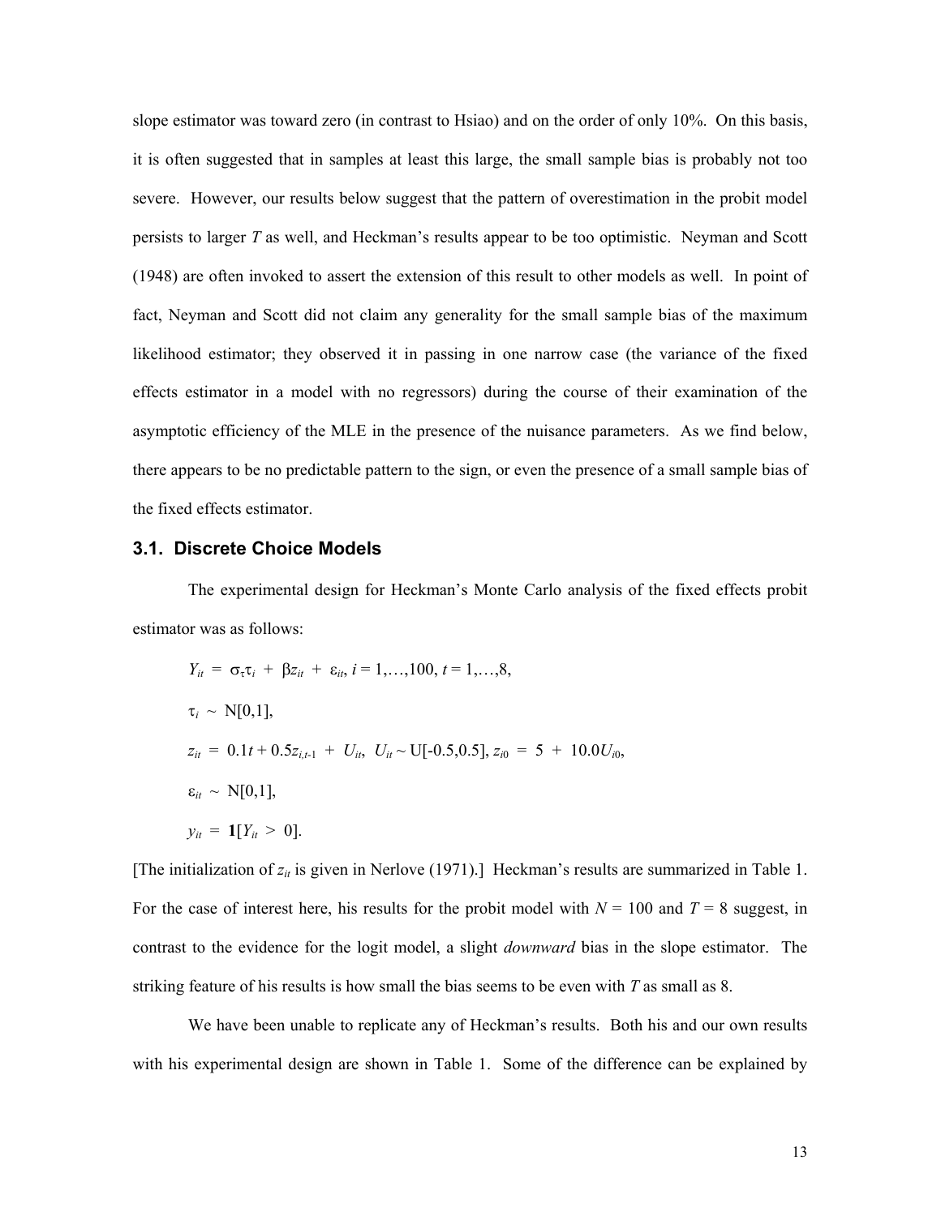slope estimator was toward zero (in contrast to Hsiao) and on the order of only 10%. On this basis, it is often suggested that in samples at least this large, the small sample bias is probably not too severe. However, our results below suggest that the pattern of overestimation in the probit model persists to larger $T$ as well, and Heckman's results appear to be too optimistic. Neyman and Scott (1948) are often invoked to assert the extension of this result to other models as well. In point of fact, Neyman and Scott did not claim any generality for the small sample bias of the maximum likelihood estimator; they observed it in passing in one narrow case (the variance of the fixed effects estimator in a model with no regressors) during the course of their examination of the asymptotic efficiency of the MLE in the presence of the nuisance parameters. As we find below, there appears to be no predictable pattern to the sign, or even the presence of a small sample bias of the fixed effects estimator.

### 3.1. Discrete Choice Models

The experimental design for Heckman's Monte Carlo analysis of the fixed effects probit estimator was as follows:

$$Y_{it} = \sigma_\tau \tau_i + \beta z_{it} + \varepsilon_{it},\ i = 1,\ldots,100,\ t = 1,\ldots,8,$$

$$\tau_i \sim N[0,1],$$

$$z_{it} = 0.1t + 0.5z_{i,t-1} + U_{it},\ U_{it} \sim U[-0.5,0.5],\ z_{i0} = 5 + 10.0U_{i0},$$

$$\varepsilon_{it} \sim N[0,1],$$

$$y_{it} = \mathbf{1}[Y_{it} > 0].$$

[The initialization of $z_{it}$ is given in Nerlove (1971).] Heckman's results are summarized in Table 1. For the case of interest here, his results for the probit model with $N = 100$ and $T = 8$ suggest, in contrast to the evidence for the logit model, a slight *downward* bias in the slope estimator. The striking feature of his results is how small the bias seems to be even with $T$ as small as 8.

We have been unable to replicate any of Heckman's results. Both his and our own results with his experimental design are shown in Table 1. Some of the difference can be explained by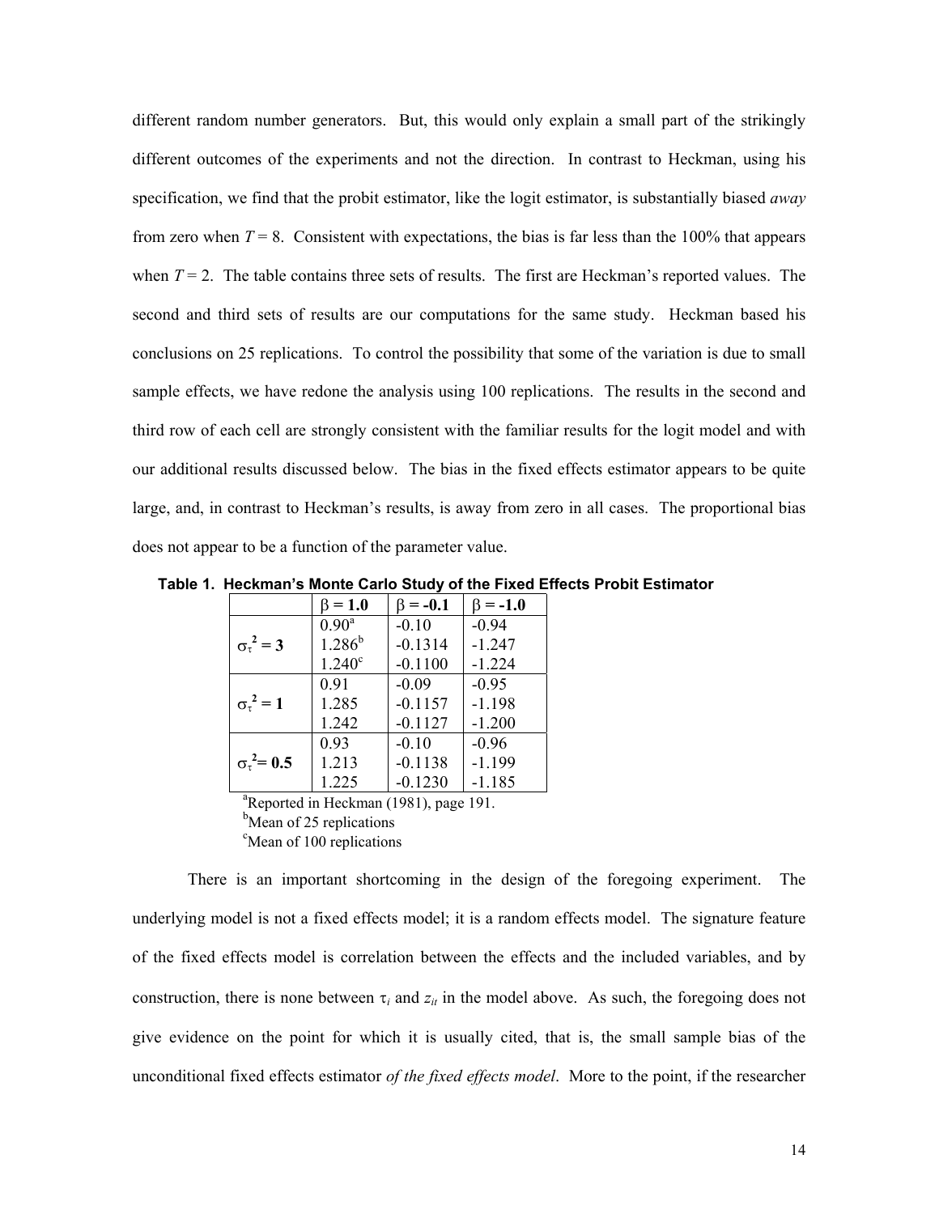different random number generators. But, this would only explain a small part of the strikingly different outcomes of the experiments and not the direction. In contrast to Heckman, using his specification, we find that the probit estimator, like the logit estimator, is substantially biased *away* from zero when $T = 8$. Consistent with expectations, the bias is far less than the 100% that appears when $T = 2$. The table contains three sets of results. The first are Heckman's reported values. The second and third sets of results are our computations for the same study. Heckman based his conclusions on 25 replications. To control the possibility that some of the variation is due to small sample effects, we have redone the analysis using 100 replications. The results in the second and third row of each cell are strongly consistent with the familiar results for the logit model and with our additional results discussed below. The bias in the fixed effects estimator appears to be quite large, and, in contrast to Heckman's results, is away from zero in all cases. The proportional bias does not appear to be a function of the parameter value.

**Table 1. Heckman's Monte Carlo Study of the Fixed Effects Probit Estimator**

| | $\beta = 1.0$ | $\beta = -0.1$ | $\beta = -1.0$ |
|---|---|---|---|
| | 0.90[a] | -0.10 | -0.94 |
| $\sigma_\tau^2 = 3$ | 1.286[b] | -0.1314 | -1.247 |
| | 1.240[c] | -0.1100 | -1.224 |
| | 0.91 | -0.09 | -0.95 |
| $\sigma_\tau^2 = 1$ | 1.285 | -0.1157 | -1.198 |
| | 1.242 | -0.1127 | -1.200 |
| | 0.93 | -0.10 | -0.96 |
| $\sigma_\tau^2 = 0.5$ | 1.213 | -0.1138 | -1.199 |
| | 1.225 | -0.1230 | -1.185 |

[a]Reported in Heckman (1981), page 191.
[b]Mean of 25 replications
[c]Mean of 100 replications

There is an important shortcoming in the design of the foregoing experiment. The underlying model is not a fixed effects model; it is a random effects model. The signature feature of the fixed effects model is correlation between the effects and the included variables, and by construction, there is none between $\tau_i$ and $z_{it}$ in the model above. As such, the foregoing does not give evidence on the point for which it is usually cited, that is, the small sample bias of the unconditional fixed effects estimator *of the fixed effects model*. More to the point, if the researcher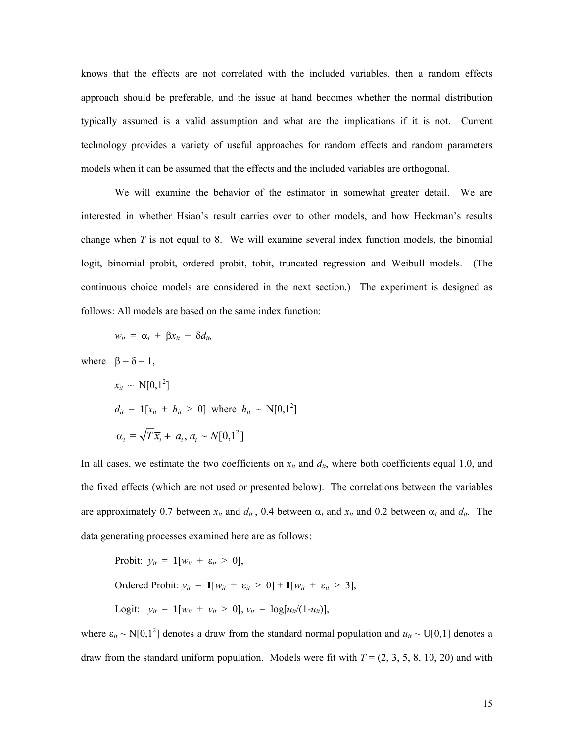knows that the effects are not correlated with the included variables, then a random effects approach should be preferable, and the issue at hand becomes whether the normal distribution typically assumed is a valid assumption and what are the implications if it is not. Current technology provides a variety of useful approaches for random effects and random parameters models when it can be assumed that the effects and the included variables are orthogonal.

We will examine the behavior of the estimator in somewhat greater detail. We are interested in whether Hsiao's result carries over to other models, and how Heckman's results change when $T$ is not equal to 8. We will examine several index function models, the binomial logit, binomial probit, ordered probit, tobit, truncated regression and Weibull models. (The continuous choice models are considered in the next section.) The experiment is designed as follows: All models are based on the same index function:

$$w_{it} = \alpha_i + \beta x_{it} + \delta d_{it},$$

where $\beta = \delta = 1$,

$$x_{it} \sim N[0,1^2]$$

$$d_{it} = \mathbf{1}[x_{it} + h_{it} > 0] \text{ where } h_{it} \sim N[0,1^2]$$

$$\alpha_i = \sqrt{T}\bar{x}_i + a_i, a_i \sim N[0,1^2]$$

In all cases, we estimate the two coefficients on $x_{it}$ and $d_{it}$, where both coefficients equal 1.0, and the fixed effects (which are not used or presented below). The correlations between the variables are approximately 0.7 between $x_{it}$ and $d_{it}$, 0.4 between $\alpha_i$ and $x_{it}$ and 0.2 between $\alpha_i$ and $d_{it}$. The data generating processes examined here are as follows:

Probit: $y_{it} = \mathbf{1}[w_{it} + \varepsilon_{it} > 0]$,

Ordered Probit: $y_{it} = \mathbf{1}[w_{it} + \varepsilon_{it} > 0] + \mathbf{1}[w_{it} + \varepsilon_{it} > 3]$,

Logit: $y_{it} = \mathbf{1}[w_{it} + v_{it} > 0]$, $v_{it} = \log[u_{it}/(1\text{-}u_{it})]$,

where $\varepsilon_{it} \sim N[0,1^2]$ denotes a draw from the standard normal population and $u_{it} \sim U[0,1]$ denotes a draw from the standard uniform population. Models were fit with $T = (2, 3, 5, 8, 10, 20)$ and with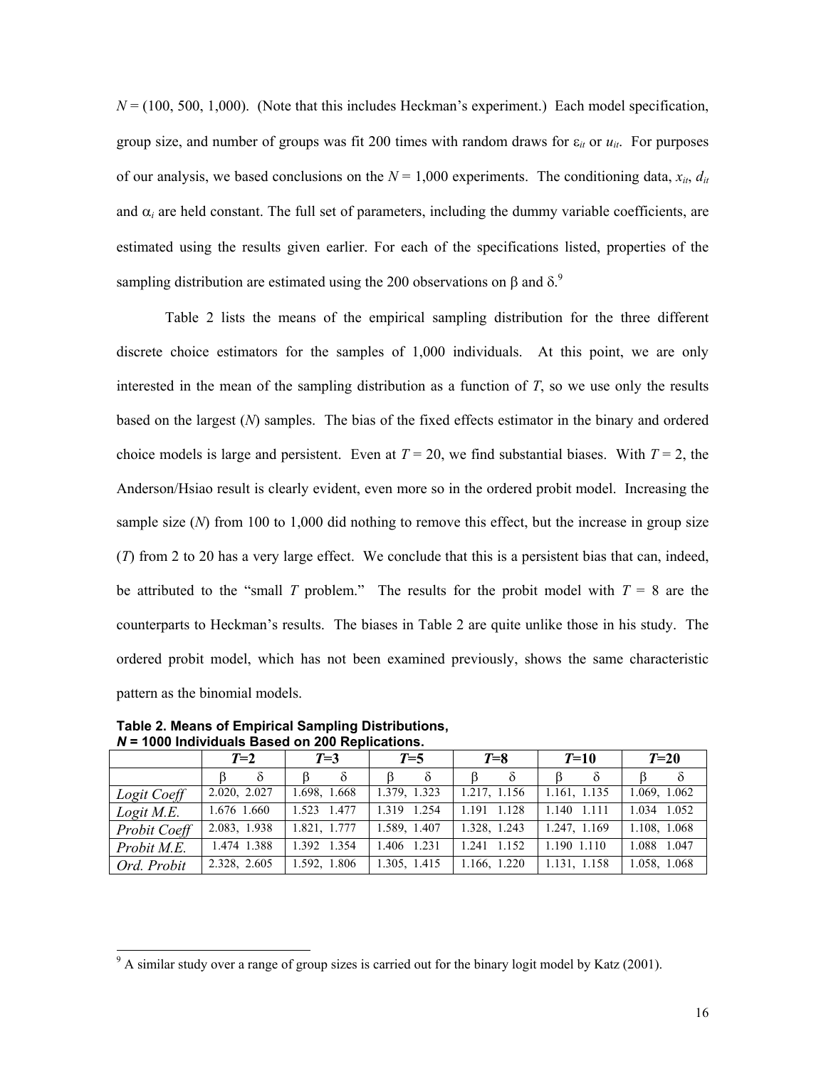$N$ = (100, 500, 1,000). (Note that this includes Heckman's experiment.) Each model specification, group size, and number of groups was fit 200 times with random draws for $\varepsilon_{it}$ or $u_{it}$. For purposes of our analysis, we based conclusions on the $N$ = 1,000 experiments. The conditioning data, $x_{it}$, $d_{it}$ and $\alpha_i$ are held constant. The full set of parameters, including the dummy variable coefficients, are estimated using the results given earlier. For each of the specifications listed, properties of the sampling distribution are estimated using the 200 observations on $\beta$ and $\delta$.[9]

Table 2 lists the means of the empirical sampling distribution for the three different discrete choice estimators for the samples of 1,000 individuals. At this point, we are only interested in the mean of the sampling distribution as a function of $T$, so we use only the results based on the largest ($N$) samples. The bias of the fixed effects estimator in the binary and ordered choice models is large and persistent. Even at $T$ = 20, we find substantial biases. With $T$ = 2, the Anderson/Hsiao result is clearly evident, even more so in the ordered probit model. Increasing the sample size ($N$) from 100 to 1,000 did nothing to remove this effect, but the increase in group size ($T$) from 2 to 20 has a very large effect. We conclude that this is a persistent bias that can, indeed, be attributed to the "small $T$ problem." The results for the probit model with $T$ = 8 are the counterparts to Heckman's results. The biases in Table 2 are quite unlike those in his study. The ordered probit model, which has not been examined previously, shows the same characteristic pattern as the binomial models.

**Table 2. Means of Empirical Sampling Distributions, *N* = 1000 Individuals Based on 200 Replications.**

| | $T$=2 | $T$=3 | $T$=5 | $T$=8 | $T$=10 | $T$=20 |
|---|---|---|---|---|---|---|
| | $\beta$ $\delta$ | $\beta$ $\delta$ | $\beta$ $\delta$ | $\beta$ $\delta$ | $\beta$ $\delta$ | $\beta$ $\delta$ |
| *Logit Coeff* | 2.020, 2.027 | 1.698, 1.668 | 1.379, 1.323 | 1.217, 1.156 | 1.161, 1.135 | 1.069, 1.062 |
| *Logit M.E.* | 1.676 1.660 | 1.523 1.477 | 1.319 1.254 | 1.191 1.128 | 1.140 1.111 | 1.034 1.052 |
| *Probit Coeff* | 2.083, 1.938 | 1.821, 1.777 | 1.589, 1.407 | 1.328, 1.243 | 1.247, 1.169 | 1.108, 1.068 |
| *Probit M.E.* | 1.474 1.388 | 1.392 1.354 | 1.406 1.231 | 1.241 1.152 | 1.190 1.110 | 1.088 1.047 |
| *Ord. Probit* | 2.328, 2.605 | 1.592, 1.806 | 1.305, 1.415 | 1.166, 1.220 | 1.131, 1.158 | 1.058, 1.068 |

[9] A similar study over a range of group sizes is carried out for the binary logit model by Katz (2001).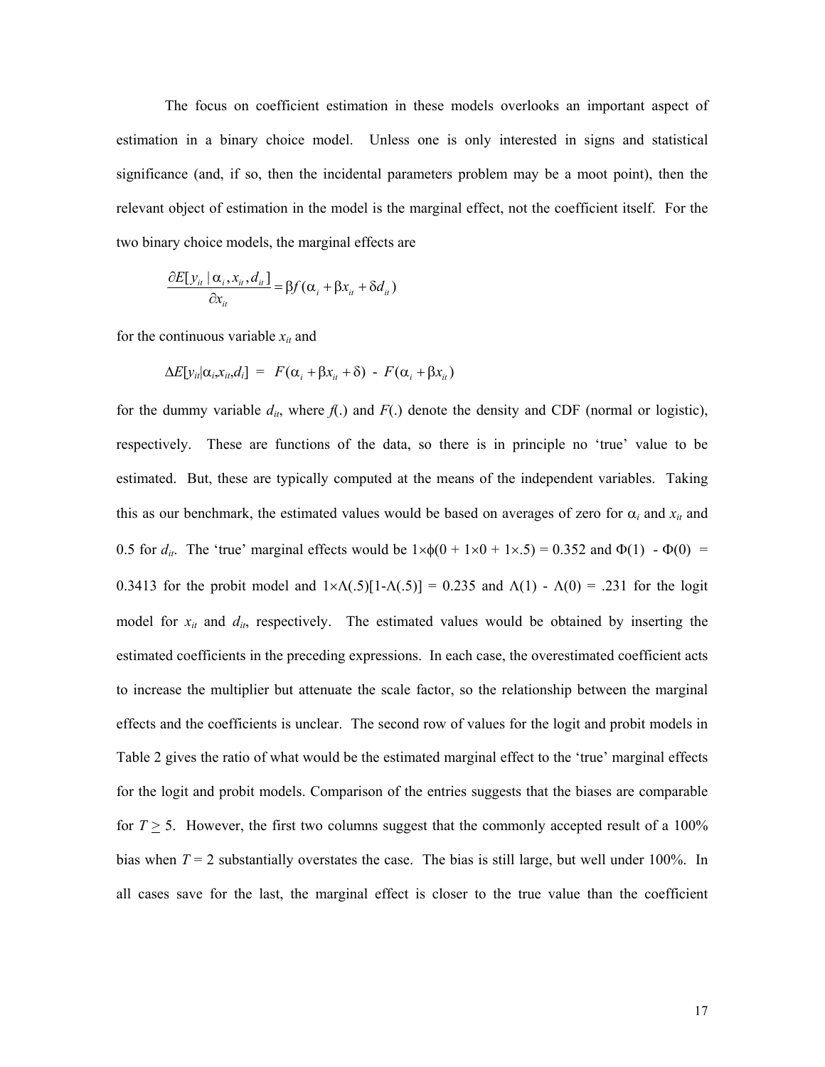The focus on coefficient estimation in these models overlooks an important aspect of estimation in a binary choice model. Unless one is only interested in signs and statistical significance (and, if so, then the incidental parameters problem may be a moot point), then the relevant object of estimation in the model is the marginal effect, not the coefficient itself. For the two binary choice models, the marginal effects are

$$\frac{\partial E[y_{it} \mid \alpha_i, x_{it}, d_{it}]}{\partial x_{it}} = \beta f(\alpha_i + \beta x_{it} + \delta d_{it})$$

for the continuous variable $x_{it}$ and

$$\Delta E[y_{it}|\alpha_i, x_{it}, d_i] = F(\alpha_i + \beta x_{it} + \delta) - F(\alpha_i + \beta x_{it})$$

for the dummy variable $d_{it}$, where $f(.)$ and $F(.)$ denote the density and CDF (normal or logistic), respectively. These are functions of the data, so there is in principle no 'true' value to be estimated. But, these are typically computed at the means of the independent variables. Taking this as our benchmark, the estimated values would be based on averages of zero for $\alpha_i$ and $x_{it}$ and 0.5 for $d_{it}$. The 'true' marginal effects would be $1\times\phi(0 + 1\times 0 + 1\times.5) = 0.352$ and $\Phi(1) - \Phi(0) = 0.3413$ for the probit model and $1\times\Lambda(.5)[1-\Lambda(.5)] = 0.235$ and $\Lambda(1) - \Lambda(0) = .231$ for the logit model for $x_{it}$ and $d_{it}$, respectively. The estimated values would be obtained by inserting the estimated coefficients in the preceding expressions. In each case, the overestimated coefficient acts to increase the multiplier but attenuate the scale factor, so the relationship between the marginal effects and the coefficients is unclear. The second row of values for the logit and probit models in Table 2 gives the ratio of what would be the estimated marginal effect to the 'true' marginal effects for the logit and probit models. Comparison of the entries suggests that the biases are comparable for $T \geq 5$. However, the first two columns suggest that the commonly accepted result of a 100% bias when $T = 2$ substantially overstates the case. The bias is still large, but well under 100%. In all cases save for the last, the marginal effect is closer to the true value than the coefficient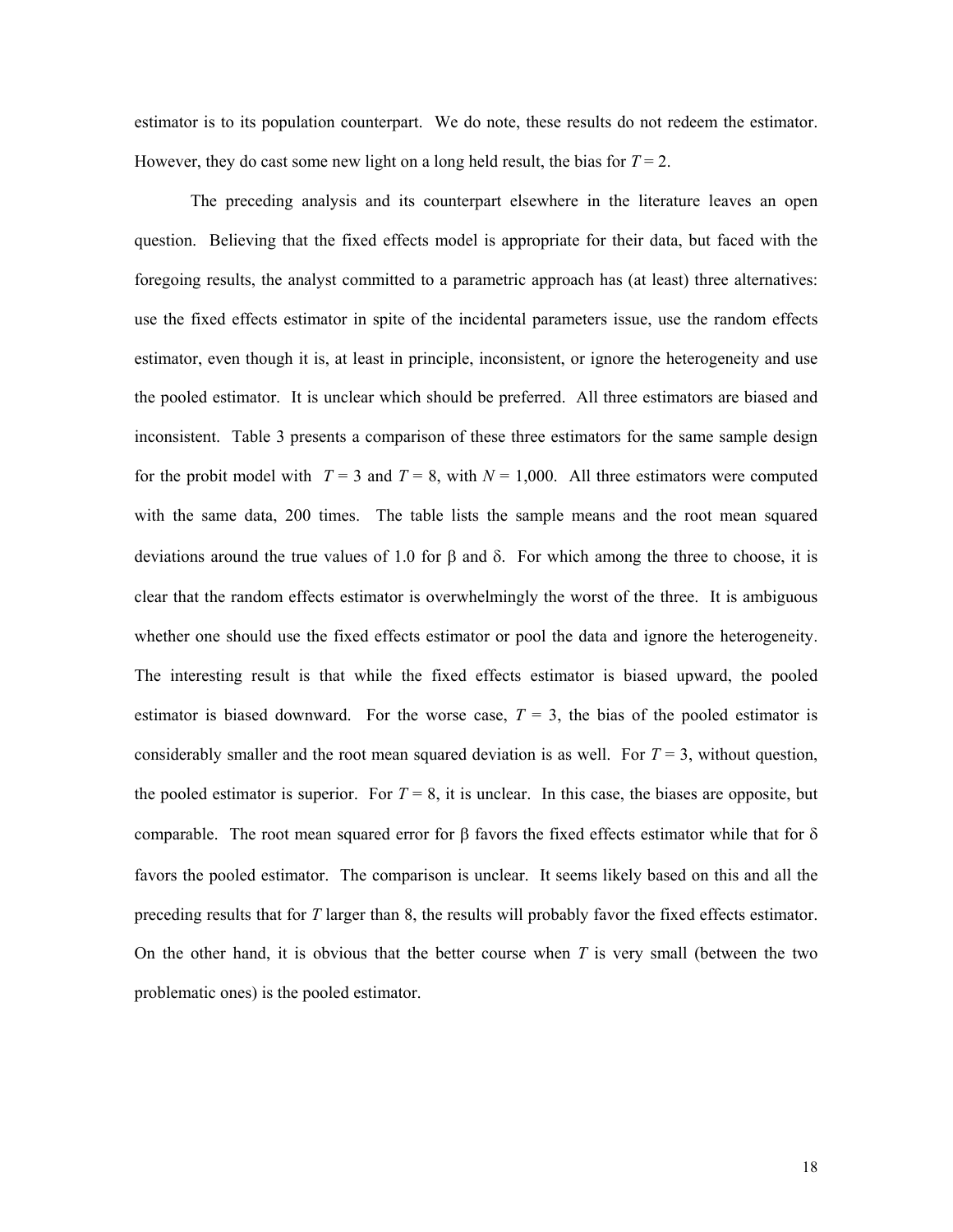estimator is to its population counterpart. We do note, these results do not redeem the estimator. However, they do cast some new light on a long held result, the bias for $T = 2$.

The preceding analysis and its counterpart elsewhere in the literature leaves an open question. Believing that the fixed effects model is appropriate for their data, but faced with the foregoing results, the analyst committed to a parametric approach has (at least) three alternatives: use the fixed effects estimator in spite of the incidental parameters issue, use the random effects estimator, even though it is, at least in principle, inconsistent, or ignore the heterogeneity and use the pooled estimator. It is unclear which should be preferred. All three estimators are biased and inconsistent. Table 3 presents a comparison of these three estimators for the same sample design for the probit model with $T = 3$ and $T = 8$, with $N = 1,000$. All three estimators were computed with the same data, 200 times. The table lists the sample means and the root mean squared deviations around the true values of 1.0 for $\beta$ and $\delta$. For which among the three to choose, it is clear that the random effects estimator is overwhelmingly the worst of the three. It is ambiguous whether one should use the fixed effects estimator or pool the data and ignore the heterogeneity. The interesting result is that while the fixed effects estimator is biased upward, the pooled estimator is biased downward. For the worse case, $T = 3$, the bias of the pooled estimator is considerably smaller and the root mean squared deviation is as well. For $T = 3$, without question, the pooled estimator is superior. For $T = 8$, it is unclear. In this case, the biases are opposite, but comparable. The root mean squared error for $\beta$ favors the fixed effects estimator while that for $\delta$ favors the pooled estimator. The comparison is unclear. It seems likely based on this and all the preceding results that for $T$ larger than 8, the results will probably favor the fixed effects estimator. On the other hand, it is obvious that the better course when $T$ is very small (between the two problematic ones) is the pooled estimator.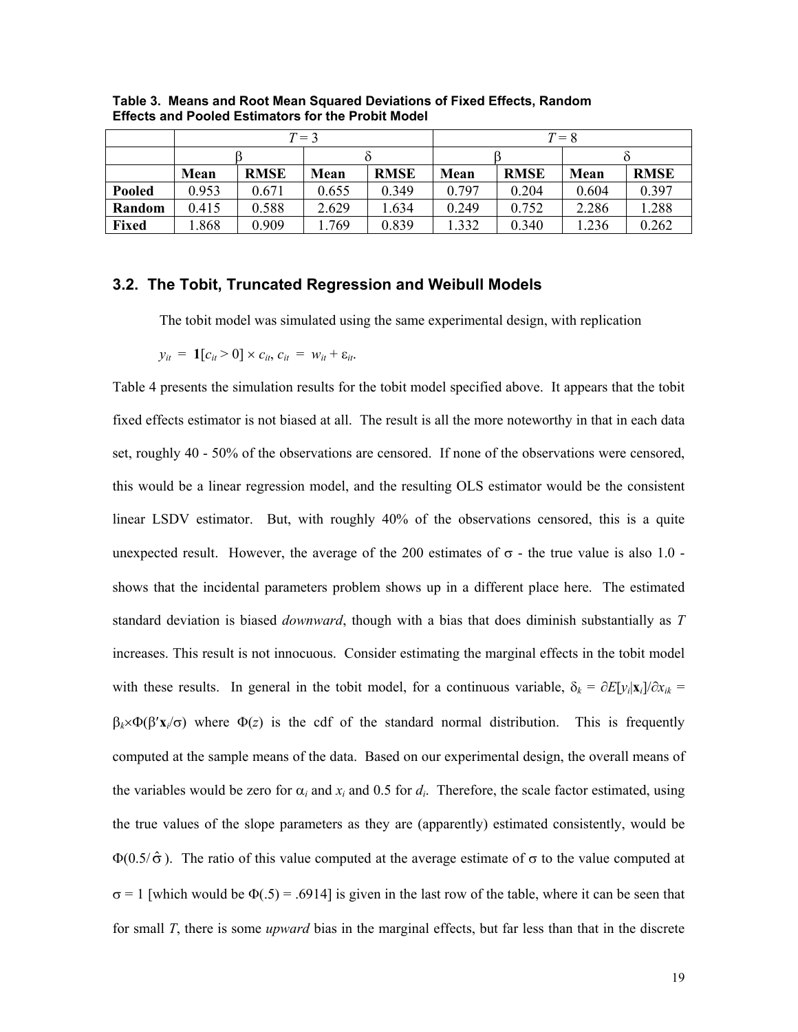**Table 3. Means and Root Mean Squared Deviations of Fixed Effects, Random Effects and Pooled Estimators for the Probit Model**

| | $T = 3$ | | | | $T = 8$ | | | |
|---|---|---|---|---|---|---|---|---|
| | $\beta$ | | $\delta$ | | $\beta$ | | $\delta$ | |
| | **Mean** | **RMSE** | **Mean** | **RMSE** | **Mean** | **RMSE** | **Mean** | **RMSE** |
| **Pooled** | 0.953 | 0.671 | 0.655 | 0.349 | 0.797 | 0.204 | 0.604 | 0.397 |
| **Random** | 0.415 | 0.588 | 2.629 | 1.634 | 0.249 | 0.752 | 2.286 | 1.288 |
| **Fixed** | 1.868 | 0.909 | 1.769 | 0.839 | 1.332 | 0.340 | 1.236 | 0.262 |

## 3.2. The Tobit, Truncated Regression and Weibull Models

The tobit model was simulated using the same experimental design, with replication

$y_{it} = \mathbf{1}[c_{it} > 0] \times c_{it}$, $c_{it} = w_{it} + \varepsilon_{it}$.

Table 4 presents the simulation results for the tobit model specified above. It appears that the tobit fixed effects estimator is not biased at all. The result is all the more noteworthy in that in each data set, roughly 40 - 50% of the observations are censored. If none of the observations were censored, this would be a linear regression model, and the resulting OLS estimator would be the consistent linear LSDV estimator. But, with roughly 40% of the observations censored, this is a quite unexpected result. However, the average of the 200 estimates of $\sigma$ - the true value is also 1.0 - shows that the incidental parameters problem shows up in a different place here. The estimated standard deviation is biased *downward*, though with a bias that does diminish substantially as $T$ increases. This result is not innocuous. Consider estimating the marginal effects in the tobit model with these results. In general in the tobit model, for a continuous variable, $\delta_k = \partial E[y_i|\mathbf{x}_i]/\partial x_{ik} = \beta_k \times \Phi(\beta'\mathbf{x}_i/\sigma)$ where $\Phi(z)$ is the cdf of the standard normal distribution. This is frequently computed at the sample means of the data. Based on our experimental design, the overall means of the variables would be zero for $\alpha_i$ and $x_i$ and 0.5 for $d_i$. Therefore, the scale factor estimated, using the true values of the slope parameters as they are (apparently) estimated consistently, would be $\Phi(0.5/\hat{\sigma})$. The ratio of this value computed at the average estimate of $\sigma$ to the value computed at $\sigma = 1$ [which would be $\Phi(.5) = .6914$] is given in the last row of the table, where it can be seen that for small $T$, there is some *upward* bias in the marginal effects, but far less than that in the discrete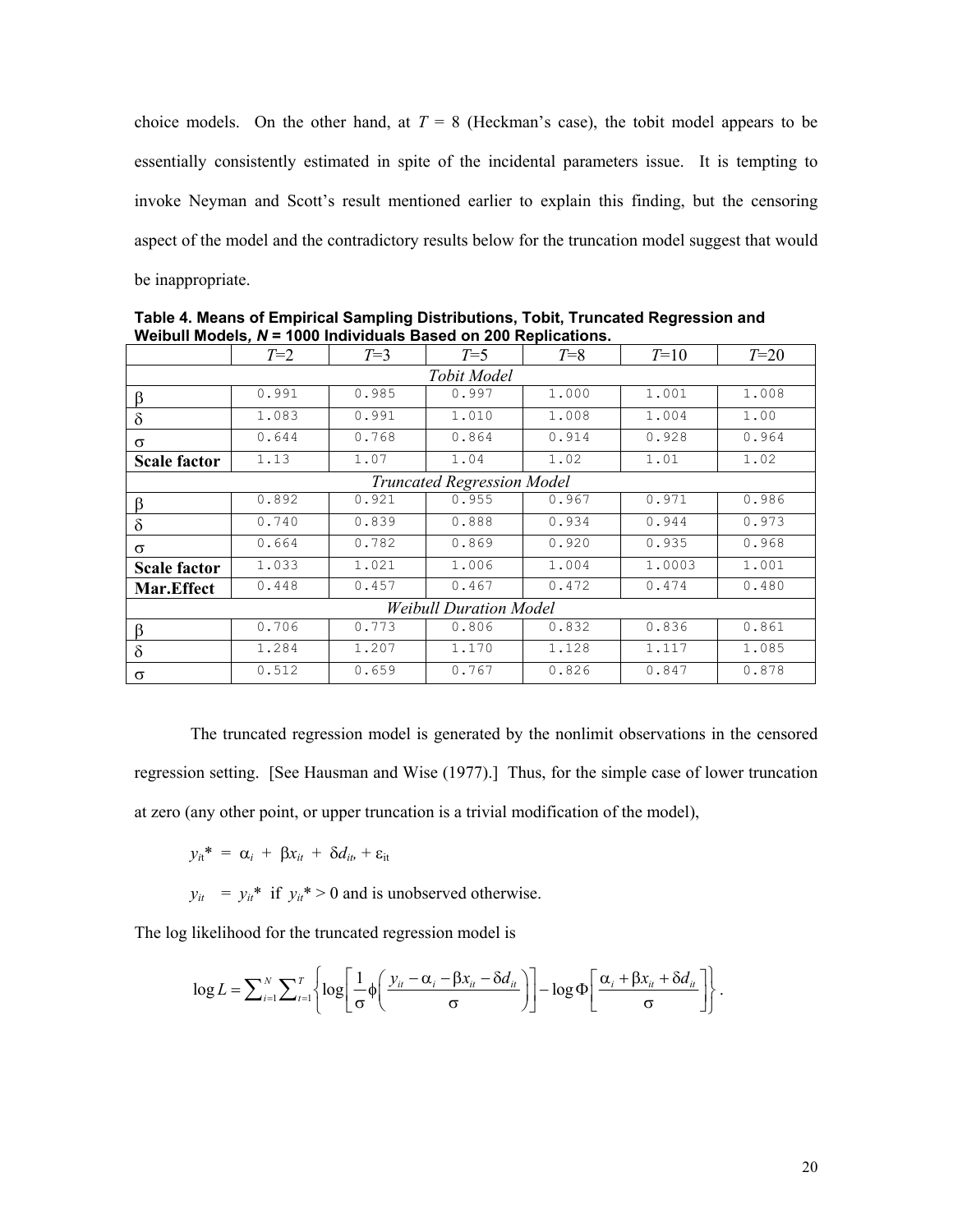choice models. On the other hand, at $T = 8$ (Heckman's case), the tobit model appears to be essentially consistently estimated in spite of the incidental parameters issue. It is tempting to invoke Neyman and Scott's result mentioned earlier to explain this finding, but the censoring aspect of the model and the contradictory results below for the truncation model suggest that would be inappropriate.

**Table 4. Means of Empirical Sampling Distributions, Tobit, Truncated Regression and Weibull Models, $N$ = 1000 Individuals Based on 200 Replications.**

| | $T$=2 | $T$=3 | $T$=5 | $T$=8 | $T$=10 | $T$=20 |
|---|---|---|---|---|---|---|
| *Tobit Model* | | | | | | |
| $\beta$ | 0.991 | 0.985 | 0.997 | 1.000 | 1.001 | 1.008 |
| $\delta$ | 1.083 | 0.991 | 1.010 | 1.008 | 1.004 | 1.00 |
| $\sigma$ | 0.644 | 0.768 | 0.864 | 0.914 | 0.928 | 0.964 |
| **Scale factor** | 1.13 | 1.07 | 1.04 | 1.02 | 1.01 | 1.02 |
| *Truncated Regression Model* | | | | | | |
| $\beta$ | 0.892 | 0.921 | 0.955 | 0.967 | 0.971 | 0.986 |
| $\delta$ | 0.740 | 0.839 | 0.888 | 0.934 | 0.944 | 0.973 |
| $\sigma$ | 0.664 | 0.782 | 0.869 | 0.920 | 0.935 | 0.968 |
| **Scale factor** | 1.033 | 1.021 | 1.006 | 1.004 | 1.0003 | 1.001 |
| **Mar.Effect** | 0.448 | 0.457 | 0.467 | 0.472 | 0.474 | 0.480 |
| *Weibull Duration Model* | | | | | | |
| $\beta$ | 0.706 | 0.773 | 0.806 | 0.832 | 0.836 | 0.861 |
| $\delta$ | 1.284 | 1.207 | 1.170 | 1.128 | 1.117 | 1.085 |
| $\sigma$ | 0.512 | 0.659 | 0.767 | 0.826 | 0.847 | 0.878 |

The truncated regression model is generated by the nonlimit observations in the censored regression setting. [See Hausman and Wise (1977).] Thus, for the simple case of lower truncation at zero (any other point, or upper truncation is a trivial modification of the model),

$$y_{it}^* = \alpha_i + \beta x_{it} + \delta d_{it} + \varepsilon_{it}$$

$$y_{it} = y_{it}^* \text{ if } y_{it}^* > 0 \text{ and is unobserved otherwise.}$$

The log likelihood for the truncated regression model is

$$\log L = \sum\nolimits_{i=1}^{N} \sum\nolimits_{t=1}^{T} \left\{ \log\left[ \frac{1}{\sigma} \phi\left( \frac{y_{it} - \alpha_i - \beta x_{it} - \delta d_{it}}{\sigma} \right) \right] - \log \Phi\left[ \frac{\alpha_i + \beta x_{it} + \delta d_{it}}{\sigma} \right] \right\}.$$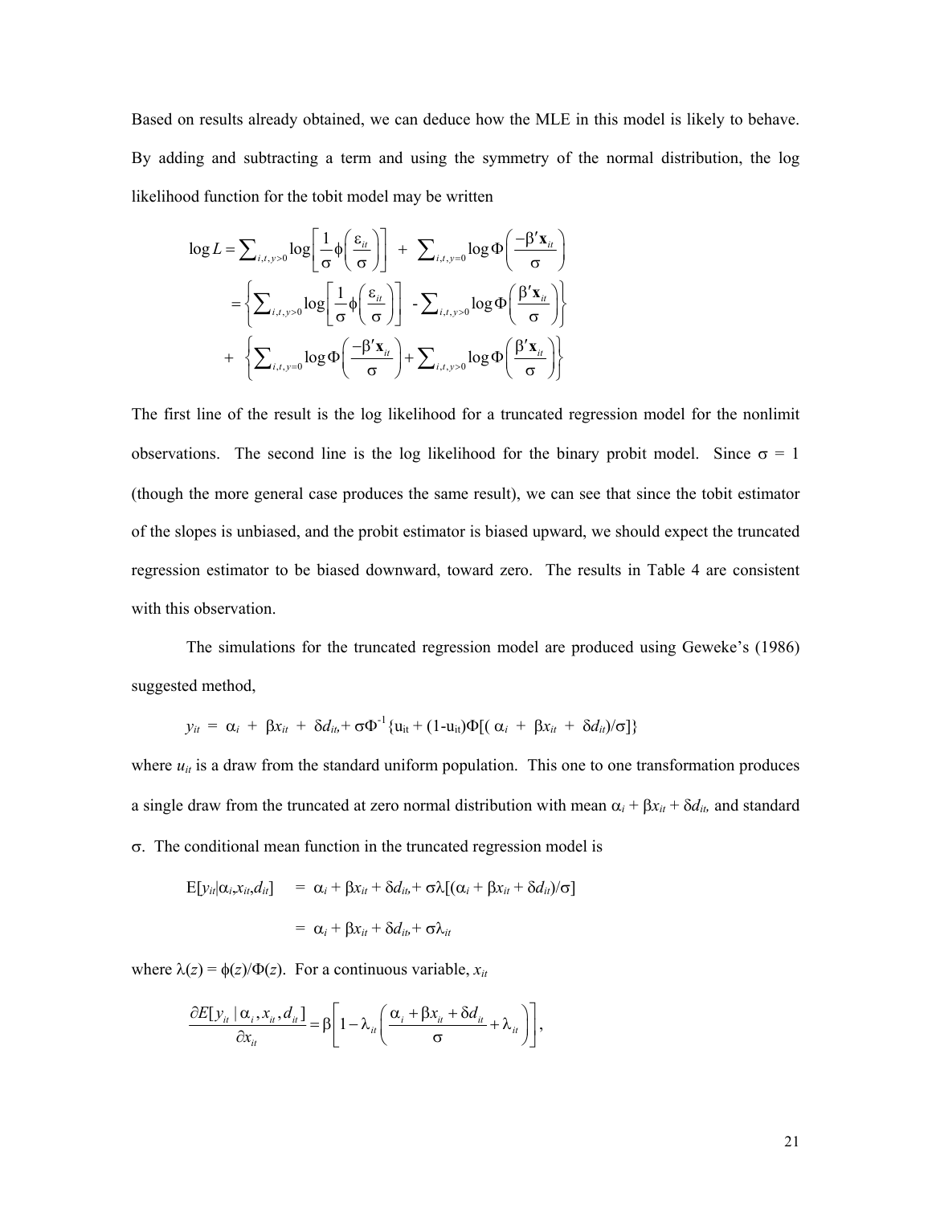Based on results already obtained, we can deduce how the MLE in this model is likely to behave. By adding and subtracting a term and using the symmetry of the normal distribution, the log likelihood function for the tobit model may be written

$$
\begin{aligned}
\log L &= \sum\nolimits_{i,t,y>0} \log\left[\frac{1}{\sigma}\phi\left(\frac{\varepsilon_{it}}{\sigma}\right)\right] \; + \; \sum\nolimits_{i,t,y=0} \log\Phi\left(\frac{-\beta'\mathbf{x}_{it}}{\sigma}\right) \\
&= \left\{\sum\nolimits_{i,t,y>0} \log\left[\frac{1}{\sigma}\phi\left(\frac{\varepsilon_{it}}{\sigma}\right)\right] \; - \sum\nolimits_{i,t,y>0} \log\Phi\left(\frac{\beta'\mathbf{x}_{it}}{\sigma}\right)\right\} \\
&\quad + \; \left\{\sum\nolimits_{i,t,y=0} \log\Phi\left(\frac{-\beta'\mathbf{x}_{it}}{\sigma}\right) + \sum\nolimits_{i,t,y>0} \log\Phi\left(\frac{\beta'\mathbf{x}_{it}}{\sigma}\right)\right\}
\end{aligned}
$$

The first line of the result is the log likelihood for a truncated regression model for the nonlimit observations. The second line is the log likelihood for the binary probit model. Since $\sigma = 1$ (though the more general case produces the same result), we can see that since the tobit estimator of the slopes is unbiased, and the probit estimator is biased upward, we should expect the truncated regression estimator to be biased downward, toward zero. The results in Table 4 are consistent with this observation.

The simulations for the truncated regression model are produced using Geweke's (1986) suggested method,

$$
y_{it} = \alpha_i + \beta x_{it} + \delta d_{it} + \sigma\Phi^{-1}\{u_{it} + (1-u_{it})\Phi[(\alpha_i + \beta x_{it} + \delta d_{it})/\sigma]\}
$$

where $u_{it}$ is a draw from the standard uniform population. This one to one transformation produces a single draw from the truncated at zero normal distribution with mean $\alpha_i + \beta x_{it} + \delta d_{it}$, and standard $\sigma$. The conditional mean function in the truncated regression model is

$$
\begin{aligned}
E[y_{it}|\alpha_i, x_{it}, d_{it}] &= \alpha_i + \beta x_{it} + \delta d_{it} + \sigma\lambda[(\alpha_i + \beta x_{it} + \delta d_{it})/\sigma] \\
&= \alpha_i + \beta x_{it} + \delta d_{it} + \sigma\lambda_{it}
\end{aligned}
$$

where $\lambda(z) = \phi(z)/\Phi(z)$. For a continuous variable, $x_{it}$

$$
\frac{\partial E[y_{it} \mid \alpha_i, x_{it}, d_{it}]}{\partial x_{it}} = \beta\left[1 - \lambda_{it}\left(\frac{\alpha_i + \beta x_{it} + \delta d_{it}}{\sigma} + \lambda_{it}\right)\right],
$$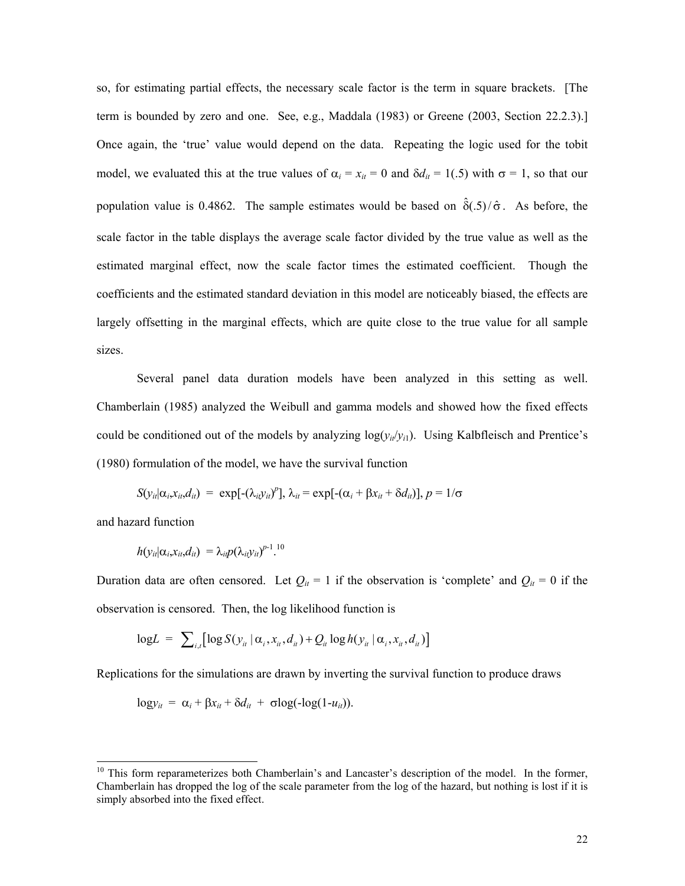so, for estimating partial effects, the necessary scale factor is the term in square brackets. [The term is bounded by zero and one. See, e.g., Maddala (1983) or Greene (2003, Section 22.2.3).] Once again, the 'true' value would depend on the data. Repeating the logic used for the tobit model, we evaluated this at the true values of $\alpha_i = x_{it} = 0$ and $\delta d_{it} = 1(.5)$ with $\sigma = 1$, so that our population value is 0.4862. The sample estimates would be based on $\hat{\delta}(.5)/\hat{\sigma}$. As before, the scale factor in the table displays the average scale factor divided by the true value as well as the estimated marginal effect, now the scale factor times the estimated coefficient. Though the coefficients and the estimated standard deviation in this model are noticeably biased, the effects are largely offsetting in the marginal effects, which are quite close to the true value for all sample sizes.

Several panel data duration models have been analyzed in this setting as well. Chamberlain (1985) analyzed the Weibull and gamma models and showed how the fixed effects could be conditioned out of the models by analyzing $\log(y_{it}/y_{i1})$. Using Kalbfleisch and Prentice's (1980) formulation of the model, we have the survival function

$$S(y_{it}|\alpha_i,x_{it},d_{it}) \;=\; \exp[-(\lambda_{it}y_{it})^p],\; \lambda_{it} = \exp[-(\alpha_i + \beta x_{it} + \delta d_{it})],\; p = 1/\sigma$$

and hazard function

$$h(y_{it}|\alpha_i,x_{it},d_{it}) \;=\; \lambda_{it}p(\lambda_{it}y_{it})^{p-1}.$$ [10]

Duration data are often censored. Let $Q_{it} = 1$ if the observation is 'complete' and $Q_{it} = 0$ if the observation is censored. Then, the log likelihood function is

$$\log L \;=\; \sum\nolimits_{i,t}\left[\log S(y_{it}\,|\,\alpha_i,x_{it},d_{it}) + Q_{it}\log h(y_{it}\,|\,\alpha_i,x_{it},d_{it})\right]$$

Replications for the simulations are drawn by inverting the survival function to produce draws

$$\log y_{it} \;=\; \alpha_i + \beta x_{it} + \delta d_{it} \;+\; \sigma\log(-\log(1-u_{it})).$$

---

[10] This form reparameterizes both Chamberlain's and Lancaster's description of the model. In the former, Chamberlain has dropped the log of the scale parameter from the log of the hazard, but nothing is lost if it is simply absorbed into the fixed effect.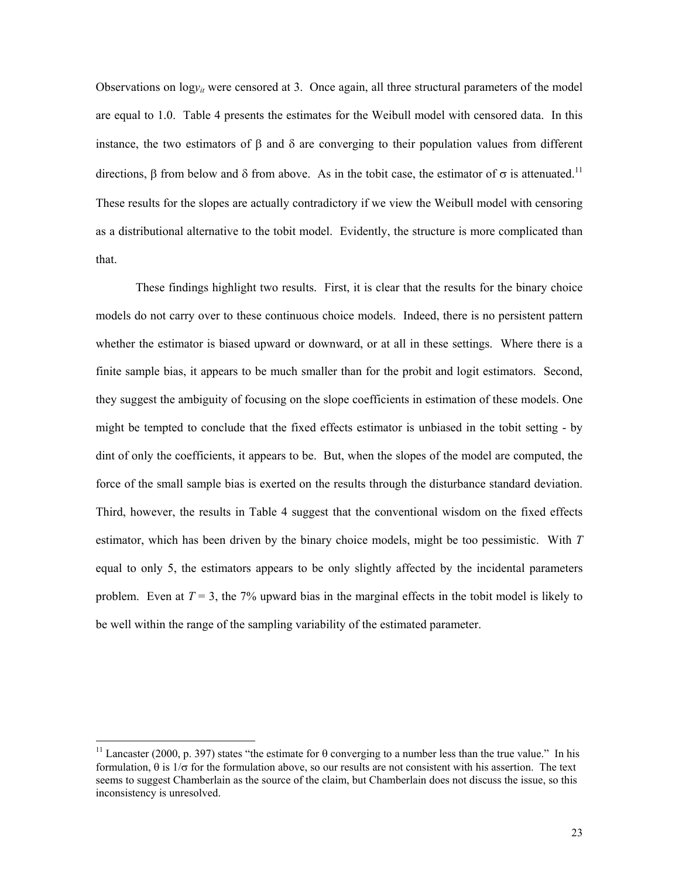Observations on $\log y_{it}$ were censored at 3. Once again, all three structural parameters of the model are equal to 1.0. Table 4 presents the estimates for the Weibull model with censored data. In this instance, the two estimators of $\beta$ and $\delta$ are converging to their population values from different directions, $\beta$ from below and $\delta$ from above. As in the tobit case, the estimator of $\sigma$ is attenuated.[11] These results for the slopes are actually contradictory if we view the Weibull model with censoring as a distributional alternative to the tobit model. Evidently, the structure is more complicated than that.

These findings highlight two results. First, it is clear that the results for the binary choice models do not carry over to these continuous choice models. Indeed, there is no persistent pattern whether the estimator is biased upward or downward, or at all in these settings. Where there is a finite sample bias, it appears to be much smaller than for the probit and logit estimators. Second, they suggest the ambiguity of focusing on the slope coefficients in estimation of these models. One might be tempted to conclude that the fixed effects estimator is unbiased in the tobit setting - by dint of only the coefficients, it appears to be. But, when the slopes of the model are computed, the force of the small sample bias is exerted on the results through the disturbance standard deviation. Third, however, the results in Table 4 suggest that the conventional wisdom on the fixed effects estimator, which has been driven by the binary choice models, might be too pessimistic. With $T$ equal to only 5, the estimators appears to be only slightly affected by the incidental parameters problem. Even at $T = 3$, the 7% upward bias in the marginal effects in the tobit model is likely to be well within the range of the sampling variability of the estimated parameter.

---

[11] Lancaster (2000, p. 397) states "the estimate for $\theta$ converging to a number less than the true value." In his formulation, $\theta$ is $1/\sigma$ for the formulation above, so our results are not consistent with his assertion. The text seems to suggest Chamberlain as the source of the claim, but Chamberlain does not discuss the issue, so this inconsistency is unresolved.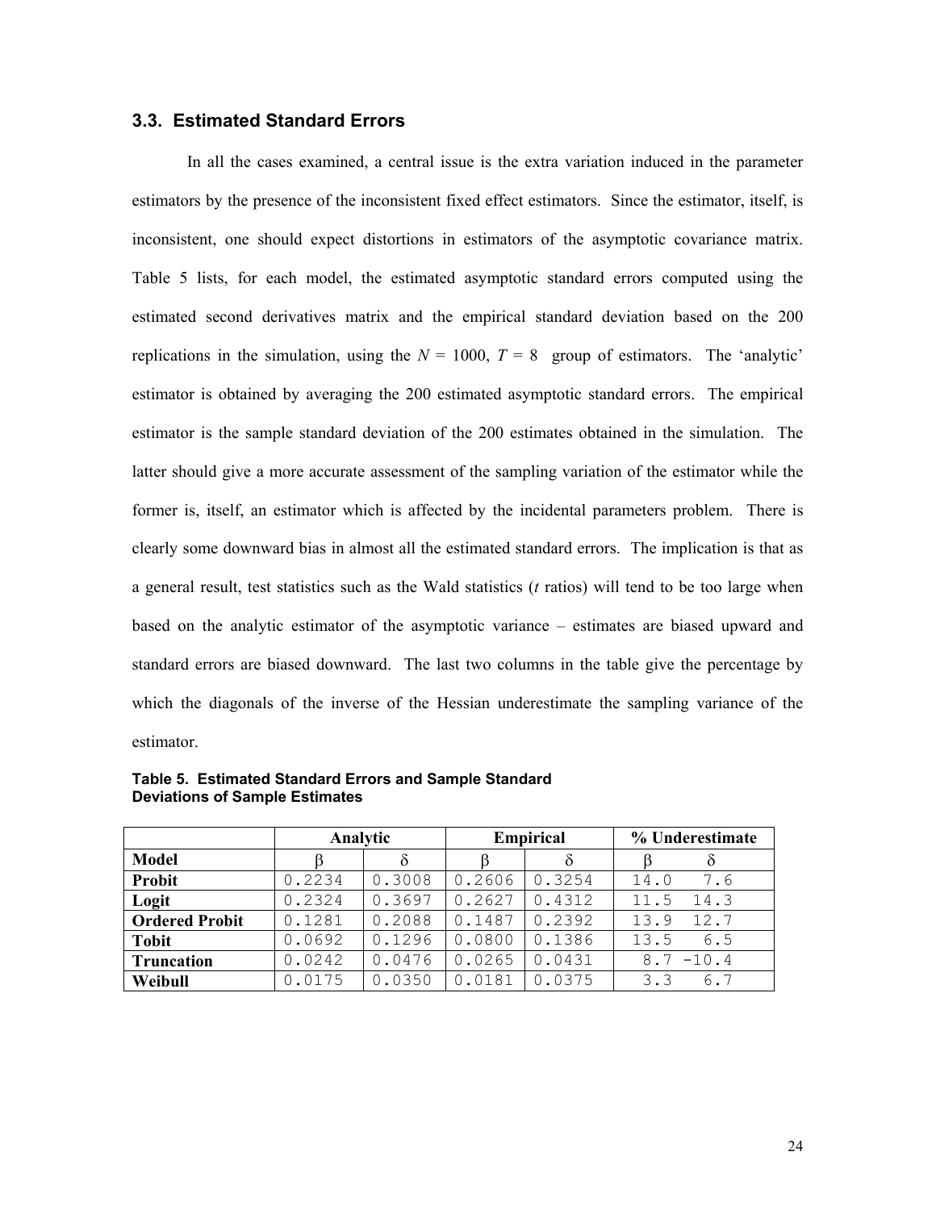### 3.3. Estimated Standard Errors

In all the cases examined, a central issue is the extra variation induced in the parameter estimators by the presence of the inconsistent fixed effect estimators. Since the estimator, itself, is inconsistent, one should expect distortions in estimators of the asymptotic covariance matrix. Table 5 lists, for each model, the estimated asymptotic standard errors computed using the estimated second derivatives matrix and the empirical standard deviation based on the 200 replications in the simulation, using the $N$ = 1000, $T$ = 8 group of estimators. The 'analytic' estimator is obtained by averaging the 200 estimated asymptotic standard errors. The empirical estimator is the sample standard deviation of the 200 estimates obtained in the simulation. The latter should give a more accurate assessment of the sampling variation of the estimator while the former is, itself, an estimator which is affected by the incidental parameters problem. There is clearly some downward bias in almost all the estimated standard errors. The implication is that as a general result, test statistics such as the Wald statistics (*t* ratios) will tend to be too large when based on the analytic estimator of the asymptotic variance – estimates are biased upward and standard errors are biased downward. The last two columns in the table give the percentage by which the diagonals of the inverse of the Hessian underestimate the sampling variance of the estimator.

**Table 5. Estimated Standard Errors and Sample Standard Deviations of Sample Estimates**

| | Analytic | | Empirical | | % Underestimate | |
|---|---|---|---|---|---|---|
| **Model** | $\beta$ | $\delta$ | $\beta$ | $\delta$ | $\beta$ | $\delta$ |
| **Probit** | 0.2234 | 0.3008 | 0.2606 | 0.3254 | 14.0 | 7.6 |
| **Logit** | 0.2324 | 0.3697 | 0.2627 | 0.4312 | 11.5 | 14.3 |
| **Ordered Probit** | 0.1281 | 0.2088 | 0.1487 | 0.2392 | 13.9 | 12.7 |
| **Tobit** | 0.0692 | 0.1296 | 0.0800 | 0.1386 | 13.5 | 6.5 |
| **Truncation** | 0.0242 | 0.0476 | 0.0265 | 0.0431 | 8.7 | -10.4 |
| **Weibull** | 0.0175 | 0.0350 | 0.0181 | 0.0375 | 3.3 | 6.7 |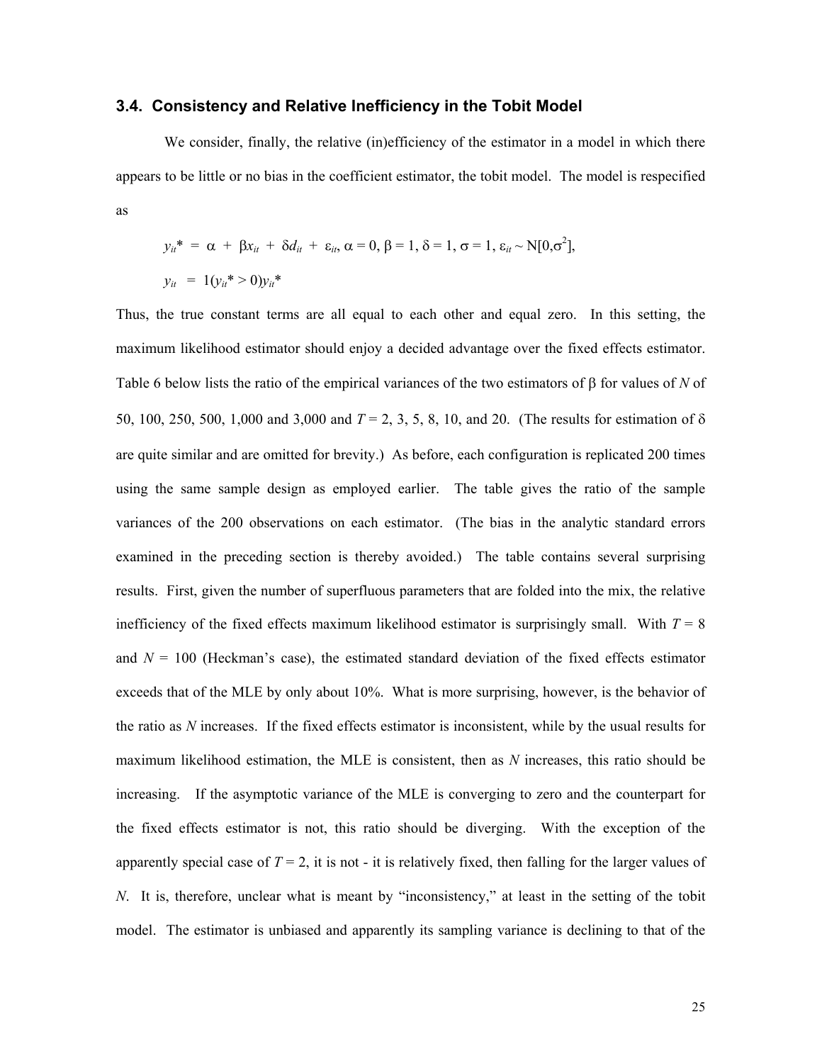### 3.4. Consistency and Relative Inefficiency in the Tobit Model

We consider, finally, the relative (in)efficiency of the estimator in a model in which there appears to be little or no bias in the coefficient estimator, the tobit model. The model is respecified as

$$y_{it}^* = \alpha + \beta x_{it} + \delta d_{it} + \varepsilon_{it}, \alpha = 0, \beta = 1, \delta = 1, \sigma = 1, \varepsilon_{it} \sim N[0,\sigma^2],$$

$$y_{it} = 1(y_{it}^* > 0)y_{it}^*$$

Thus, the true constant terms are all equal to each other and equal zero. In this setting, the maximum likelihood estimator should enjoy a decided advantage over the fixed effects estimator. Table 6 below lists the ratio of the empirical variances of the two estimators of $\beta$ for values of $N$ of 50, 100, 250, 500, 1,000 and 3,000 and $T$ = 2, 3, 5, 8, 10, and 20. (The results for estimation of $\delta$ are quite similar and are omitted for brevity.) As before, each configuration is replicated 200 times using the same sample design as employed earlier. The table gives the ratio of the sample variances of the 200 observations on each estimator. (The bias in the analytic standard errors examined in the preceding section is thereby avoided.) The table contains several surprising results. First, given the number of superfluous parameters that are folded into the mix, the relative inefficiency of the fixed effects maximum likelihood estimator is surprisingly small. With $T$ = 8 and $N$ = 100 (Heckman's case), the estimated standard deviation of the fixed effects estimator exceeds that of the MLE by only about 10%. What is more surprising, however, is the behavior of the ratio as $N$ increases. If the fixed effects estimator is inconsistent, while by the usual results for maximum likelihood estimation, the MLE is consistent, then as $N$ increases, this ratio should be increasing. If the asymptotic variance of the MLE is converging to zero and the counterpart for the fixed effects estimator is not, this ratio should be diverging. With the exception of the apparently special case of $T$ = 2, it is not - it is relatively fixed, then falling for the larger values of $N$. It is, therefore, unclear what is meant by "inconsistency," at least in the setting of the tobit model. The estimator is unbiased and apparently its sampling variance is declining to that of the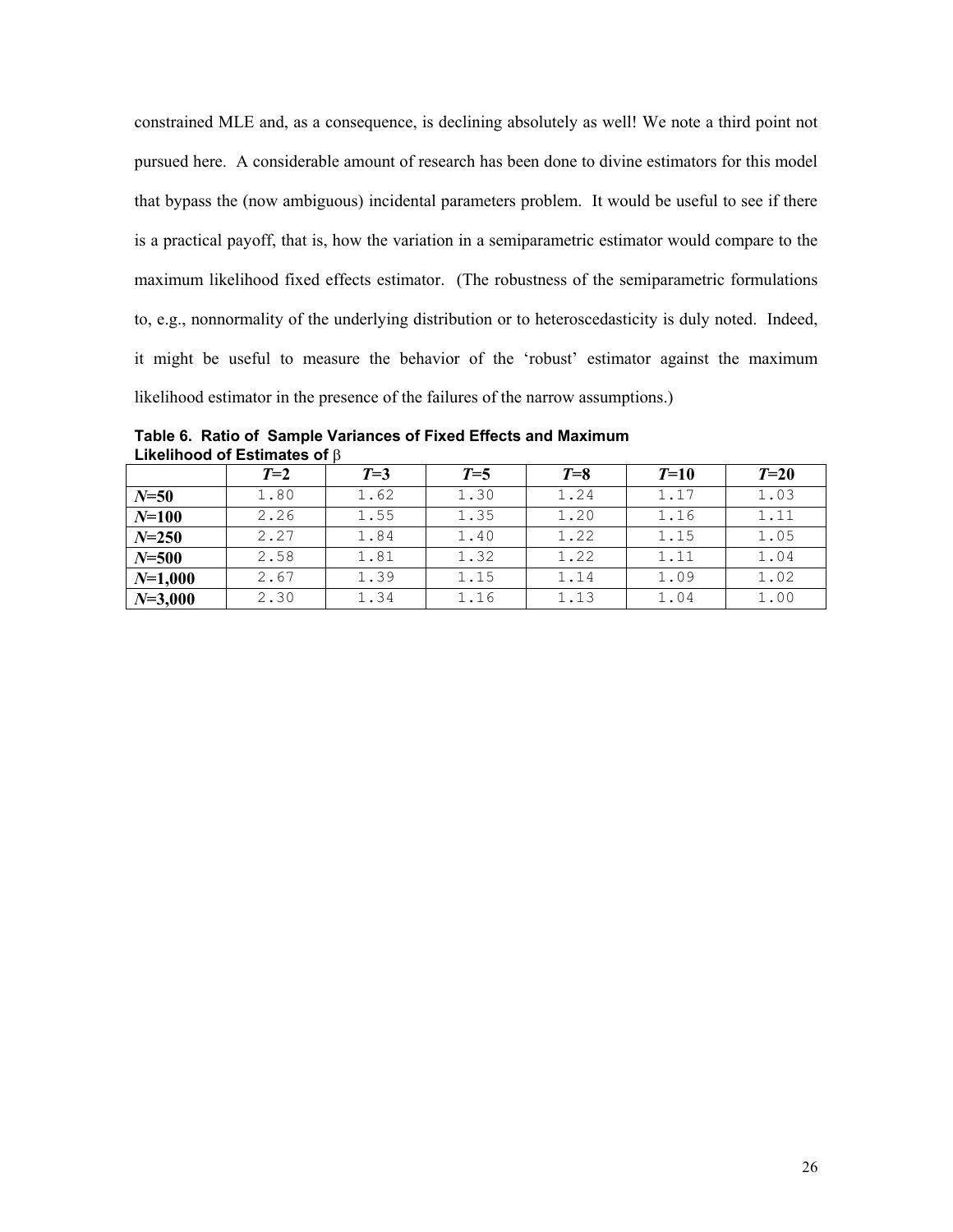constrained MLE and, as a consequence, is declining absolutely as well! We note a third point not pursued here. A considerable amount of research has been done to divine estimators for this model that bypass the (now ambiguous) incidental parameters problem. It would be useful to see if there is a practical payoff, that is, how the variation in a semiparametric estimator would compare to the maximum likelihood fixed effects estimator. (The robustness of the semiparametric formulations to, e.g., nonnormality of the underlying distribution or to heteroscedasticity is duly noted. Indeed, it might be useful to measure the behavior of the 'robust' estimator against the maximum likelihood estimator in the presence of the failures of the narrow assumptions.)

**Table 6. Ratio of Sample Variances of Fixed Effects and Maximum Likelihood of Estimates of $\beta$**

| | $T$=2 | $T$=3 | $T$=5 | $T$=8 | $T$=10 | $T$=20 |
|---|---|---|---|---|---|---|
| $N$=50 | 1.80 | 1.62 | 1.30 | 1.24 | 1.17 | 1.03 |
| $N$=100 | 2.26 | 1.55 | 1.35 | 1.20 | 1.16 | 1.11 |
| $N$=250 | 2.27 | 1.84 | 1.40 | 1.22 | 1.15 | 1.05 |
| $N$=500 | 2.58 | 1.81 | 1.32 | 1.22 | 1.11 | 1.04 |
| $N$=1,000 | 2.67 | 1.39 | 1.15 | 1.14 | 1.09 | 1.02 |
| $N$=3,000 | 2.30 | 1.34 | 1.16 | 1.13 | 1.04 | 1.00 |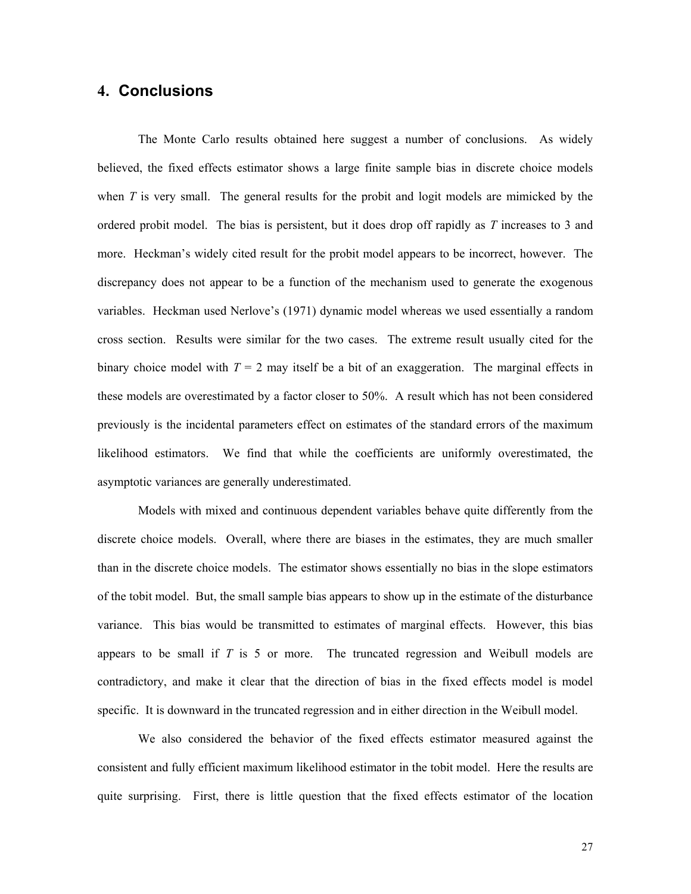## 4. Conclusions

The Monte Carlo results obtained here suggest a number of conclusions. As widely believed, the fixed effects estimator shows a large finite sample bias in discrete choice models when $T$ is very small. The general results for the probit and logit models are mimicked by the ordered probit model. The bias is persistent, but it does drop off rapidly as $T$ increases to 3 and more. Heckman's widely cited result for the probit model appears to be incorrect, however. The discrepancy does not appear to be a function of the mechanism used to generate the exogenous variables. Heckman used Nerlove's (1971) dynamic model whereas we used essentially a random cross section. Results were similar for the two cases. The extreme result usually cited for the binary choice model with $T = 2$ may itself be a bit of an exaggeration. The marginal effects in these models are overestimated by a factor closer to 50%. A result which has not been considered previously is the incidental parameters effect on estimates of the standard errors of the maximum likelihood estimators. We find that while the coefficients are uniformly overestimated, the asymptotic variances are generally underestimated.

Models with mixed and continuous dependent variables behave quite differently from the discrete choice models. Overall, where there are biases in the estimates, they are much smaller than in the discrete choice models. The estimator shows essentially no bias in the slope estimators of the tobit model. But, the small sample bias appears to show up in the estimate of the disturbance variance. This bias would be transmitted to estimates of marginal effects. However, this bias appears to be small if $T$ is 5 or more. The truncated regression and Weibull models are contradictory, and make it clear that the direction of bias in the fixed effects model is model specific. It is downward in the truncated regression and in either direction in the Weibull model.

We also considered the behavior of the fixed effects estimator measured against the consistent and fully efficient maximum likelihood estimator in the tobit model. Here the results are quite surprising. First, there is little question that the fixed effects estimator of the location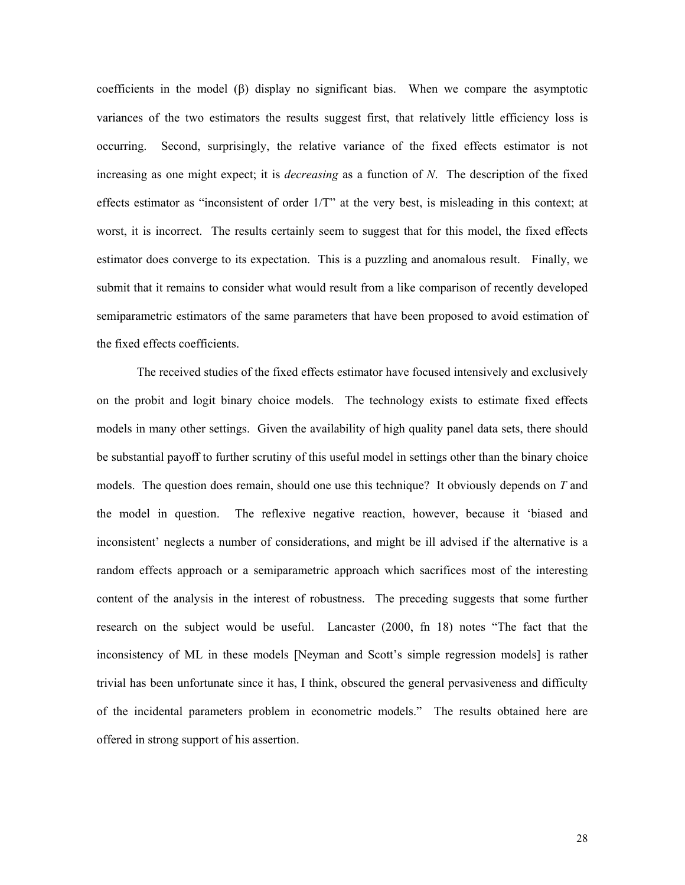coefficients in the model (β) display no significant bias. When we compare the asymptotic variances of the two estimators the results suggest first, that relatively little efficiency loss is occurring. Second, surprisingly, the relative variance of the fixed effects estimator is not increasing as one might expect; it is *decreasing* as a function of *N*. The description of the fixed effects estimator as "inconsistent of order 1/T" at the very best, is misleading in this context; at worst, it is incorrect. The results certainly seem to suggest that for this model, the fixed effects estimator does converge to its expectation. This is a puzzling and anomalous result. Finally, we submit that it remains to consider what would result from a like comparison of recently developed semiparametric estimators of the same parameters that have been proposed to avoid estimation of the fixed effects coefficients.

The received studies of the fixed effects estimator have focused intensively and exclusively on the probit and logit binary choice models. The technology exists to estimate fixed effects models in many other settings. Given the availability of high quality panel data sets, there should be substantial payoff to further scrutiny of this useful model in settings other than the binary choice models. The question does remain, should one use this technique? It obviously depends on *T* and the model in question. The reflexive negative reaction, however, because it 'biased and inconsistent' neglects a number of considerations, and might be ill advised if the alternative is a random effects approach or a semiparametric approach which sacrifices most of the interesting content of the analysis in the interest of robustness. The preceding suggests that some further research on the subject would be useful. Lancaster (2000, fn 18) notes "The fact that the inconsistency of ML in these models [Neyman and Scott's simple regression models] is rather trivial has been unfortunate since it has, I think, obscured the general pervasiveness and difficulty of the incidental parameters problem in econometric models." The results obtained here are offered in strong support of his assertion.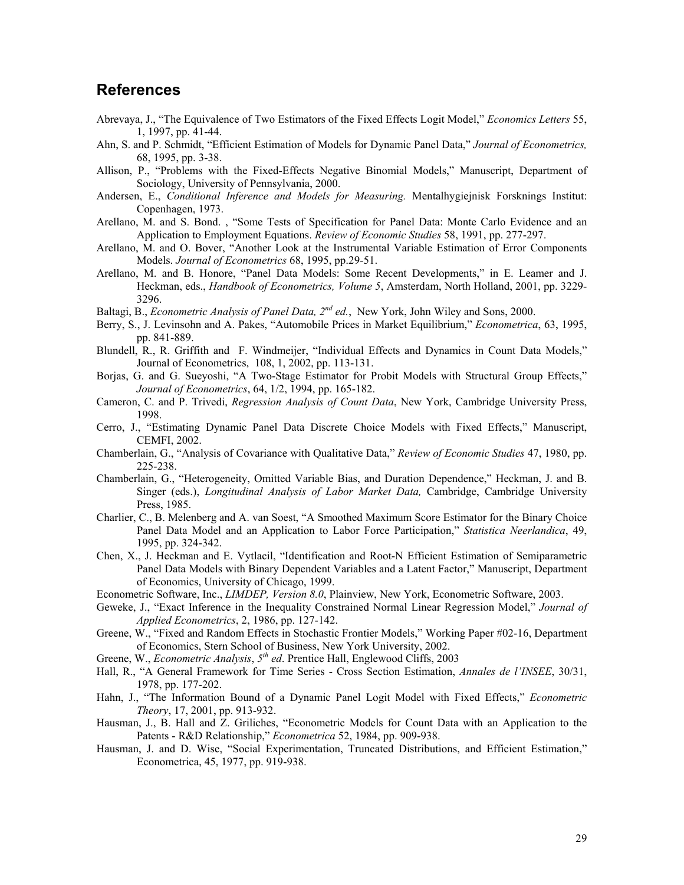## References

Abrevaya, J., "The Equivalence of Two Estimators of the Fixed Effects Logit Model," *Economics Letters* 55, 1, 1997, pp. 41-44.

Ahn, S. and P. Schmidt, "Efficient Estimation of Models for Dynamic Panel Data," *Journal of Econometrics,* 68, 1995, pp. 3-38.

Allison, P., "Problems with the Fixed-Effects Negative Binomial Models," Manuscript, Department of Sociology, University of Pennsylvania, 2000.

Andersen, E., *Conditional Inference and Models for Measuring.* Mentalhygiejnisk Forsknings Institut: Copenhagen, 1973.

Arellano, M. and S. Bond. , "Some Tests of Specification for Panel Data: Monte Carlo Evidence and an Application to Employment Equations. *Review of Economic Studies* 58, 1991, pp. 277-297.

Arellano, M. and O. Bover, "Another Look at the Instrumental Variable Estimation of Error Components Models. *Journal of Econometrics* 68, 1995, pp.29-51.

Arellano, M. and B. Honore, "Panel Data Models: Some Recent Developments," in E. Leamer and J. Heckman, eds., *Handbook of Econometrics, Volume 5*, Amsterdam, North Holland, 2001, pp. 3229-3296.

Baltagi, B., *Econometric Analysis of Panel Data, 2nd ed.*, New York, John Wiley and Sons, 2000.

Berry, S., J. Levinsohn and A. Pakes, "Automobile Prices in Market Equilibrium," *Econometrica*, 63, 1995, pp. 841-889.

Blundell, R., R. Griffith and F. Windmeijer, "Individual Effects and Dynamics in Count Data Models," Journal of Econometrics, 108, 1, 2002, pp. 113-131.

Borjas, G. and G. Sueyoshi, "A Two-Stage Estimator for Probit Models with Structural Group Effects," *Journal of Econometrics*, 64, 1/2, 1994, pp. 165-182.

Cameron, C. and P. Trivedi, *Regression Analysis of Count Data*, New York, Cambridge University Press, 1998.

Cerro, J., "Estimating Dynamic Panel Data Discrete Choice Models with Fixed Effects," Manuscript, CEMFI, 2002.

Chamberlain, G., "Analysis of Covariance with Qualitative Data," *Review of Economic Studies* 47, 1980, pp. 225-238.

Chamberlain, G., "Heterogeneity, Omitted Variable Bias, and Duration Dependence," Heckman, J. and B. Singer (eds.), *Longitudinal Analysis of Labor Market Data,* Cambridge, Cambridge University Press, 1985.

Charlier, C., B. Melenberg and A. van Soest, "A Smoothed Maximum Score Estimator for the Binary Choice Panel Data Model and an Application to Labor Force Participation," *Statistica Neerlandica*, 49, 1995, pp. 324-342.

Chen, X., J. Heckman and E. Vytlacil, "Identification and Root-N Efficient Estimation of Semiparametric Panel Data Models with Binary Dependent Variables and a Latent Factor," Manuscript, Department of Economics, University of Chicago, 1999.

Econometric Software, Inc., *LIMDEP, Version 8.0*, Plainview, New York, Econometric Software, 2003.

Geweke, J., "Exact Inference in the Inequality Constrained Normal Linear Regression Model," *Journal of Applied Econometrics*, 2, 1986, pp. 127-142.

Greene, W., "Fixed and Random Effects in Stochastic Frontier Models," Working Paper #02-16, Department of Economics, Stern School of Business, New York University, 2002.

Greene, W., *Econometric Analysis*, *5th ed*. Prentice Hall, Englewood Cliffs, 2003

Hall, R., "A General Framework for Time Series - Cross Section Estimation, *Annales de l'INSEE*, 30/31, 1978, pp. 177-202.

Hahn, J., "The Information Bound of a Dynamic Panel Logit Model with Fixed Effects," *Econometric Theory*, 17, 2001, pp. 913-932.

Hausman, J., B. Hall and Z. Griliches, "Econometric Models for Count Data with an Application to the Patents - R&D Relationship," *Econometrica* 52, 1984, pp. 909-938.

Hausman, J. and D. Wise, "Social Experimentation, Truncated Distributions, and Efficient Estimation," Econometrica, 45, 1977, pp. 919-938.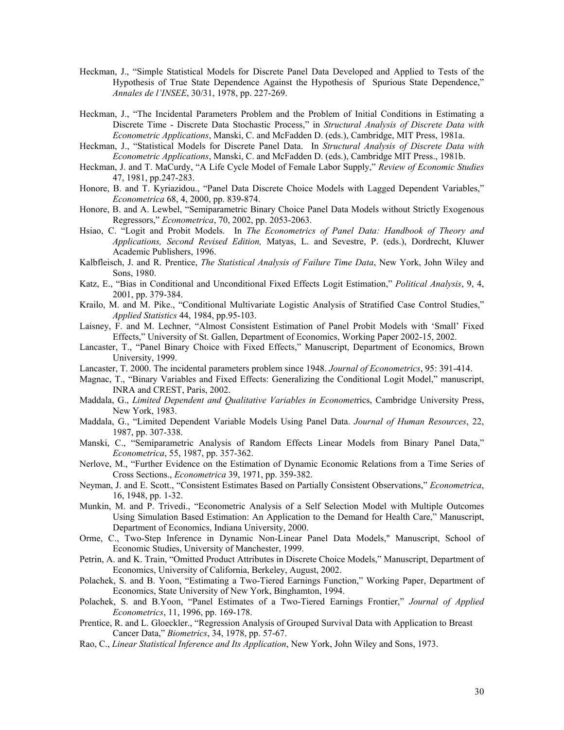Heckman, J., "Simple Statistical Models for Discrete Panel Data Developed and Applied to Tests of the Hypothesis of True State Dependence Against the Hypothesis of Spurious State Dependence," *Annales de l'INSEE*, 30/31, 1978, pp. 227-269.

Heckman, J., "The Incidental Parameters Problem and the Problem of Initial Conditions in Estimating a Discrete Time - Discrete Data Stochastic Process," in *Structural Analysis of Discrete Data with Econometric Applications*, Manski, C. and McFadden D. (eds.), Cambridge, MIT Press, 1981a.

Heckman, J., "Statistical Models for Discrete Panel Data. In *Structural Analysis of Discrete Data with Econometric Applications*, Manski, C. and McFadden D. (eds.), Cambridge MIT Press., 1981b.

Heckman, J. and T. MaCurdy, "A Life Cycle Model of Female Labor Supply," *Review of Economic Studies* 47, 1981, pp.247-283.

Honore, B. and T. Kyriazidou., "Panel Data Discrete Choice Models with Lagged Dependent Variables," *Econometrica* 68, 4, 2000, pp. 839-874.

Honore, B. and A. Lewbel, "Semiparametric Binary Choice Panel Data Models without Strictly Exogenous Regressors," *Econometrica*, 70, 2002, pp. 2053-2063.

Hsiao, C. "Logit and Probit Models. In *The Econometrics of Panel Data: Handbook of Theory and Applications, Second Revised Edition,* Matyas, L. and Sevestre, P. (eds.), Dordrecht, Kluwer Academic Publishers, 1996.

Kalbfleisch, J. and R. Prentice, *The Statistical Analysis of Failure Time Data*, New York, John Wiley and Sons, 1980.

Katz, E., "Bias in Conditional and Unconditional Fixed Effects Logit Estimation," *Political Analysis*, 9, 4, 2001, pp. 379-384.

Krailo, M. and M. Pike., "Conditional Multivariate Logistic Analysis of Stratified Case Control Studies," *Applied Statistics* 44, 1984, pp.95-103.

Laisney, F. and M. Lechner, "Almost Consistent Estimation of Panel Probit Models with 'Small' Fixed Effects," University of St. Gallen, Department of Economics, Working Paper 2002-15, 2002.

Lancaster, T., "Panel Binary Choice with Fixed Effects," Manuscript, Department of Economics, Brown University, 1999.

Lancaster, T. 2000. The incidental parameters problem since 1948. *Journal of Econometrics*, 95: 391-414.

Magnac, T., "Binary Variables and Fixed Effects: Generalizing the Conditional Logit Model," manuscript, INRA and CREST, Paris, 2002.

Maddala, G., *Limited Dependent and Qualitative Variables in Econometrics*, Cambridge University Press, New York, 1983.

Maddala, G., "Limited Dependent Variable Models Using Panel Data. *Journal of Human Resources*, 22, 1987, pp. 307-338.

Manski, C., "Semiparametric Analysis of Random Effects Linear Models from Binary Panel Data," *Econometrica*, 55, 1987, pp. 357-362.

Nerlove, M., "Further Evidence on the Estimation of Dynamic Economic Relations from a Time Series of Cross Sections., *Econometrica* 39, 1971, pp. 359-382.

Neyman, J. and E. Scott., "Consistent Estimates Based on Partially Consistent Observations," *Econometrica*, 16, 1948, pp. 1-32.

Munkin, M. and P. Trivedi., "Econometric Analysis of a Self Selection Model with Multiple Outcomes Using Simulation Based Estimation: An Application to the Demand for Health Care," Manuscript, Department of Economics, Indiana University, 2000.

Orme, C., Two-Step Inference in Dynamic Non-Linear Panel Data Models," Manuscript, School of Economic Studies, University of Manchester, 1999.

Petrin, A. and K. Train, "Omitted Product Attributes in Discrete Choice Models," Manuscript, Department of Economics, University of California, Berkeley, August, 2002.

Polachek, S. and B. Yoon, "Estimating a Two-Tiered Earnings Function," Working Paper, Department of Economics, State University of New York, Binghamton, 1994.

Polachek, S. and B.Yoon, "Panel Estimates of a Two-Tiered Earnings Frontier," *Journal of Applied Econometrics*, 11, 1996, pp. 169-178.

Prentice, R. and L. Gloeckler., "Regression Analysis of Grouped Survival Data with Application to Breast Cancer Data," *Biometrics*, 34, 1978, pp. 57-67.

Rao, C., *Linear Statistical Inference and Its Application*, New York, John Wiley and Sons, 1973.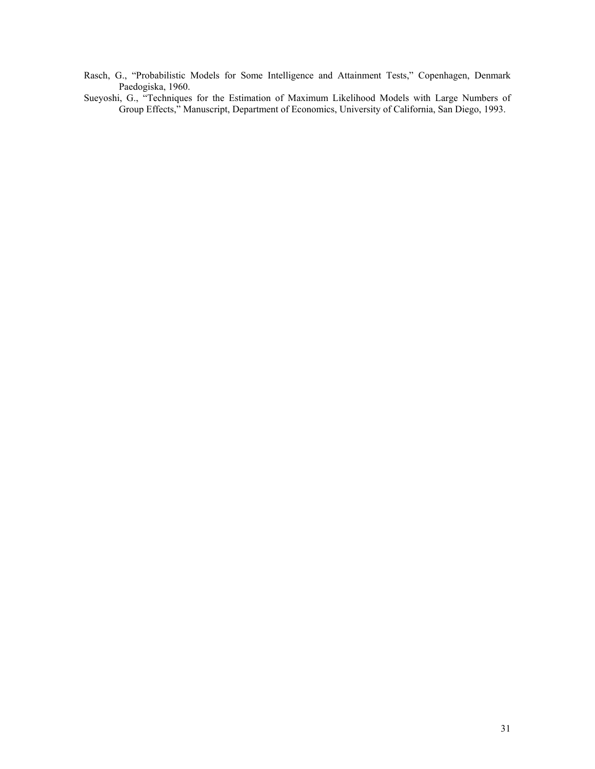Rasch, G., "Probabilistic Models for Some Intelligence and Attainment Tests," Copenhagen, Denmark Paedogiska, 1960.

Sueyoshi, G., "Techniques for the Estimation of Maximum Likelihood Models with Large Numbers of Group Effects," Manuscript, Department of Economics, University of California, San Diego, 1993.